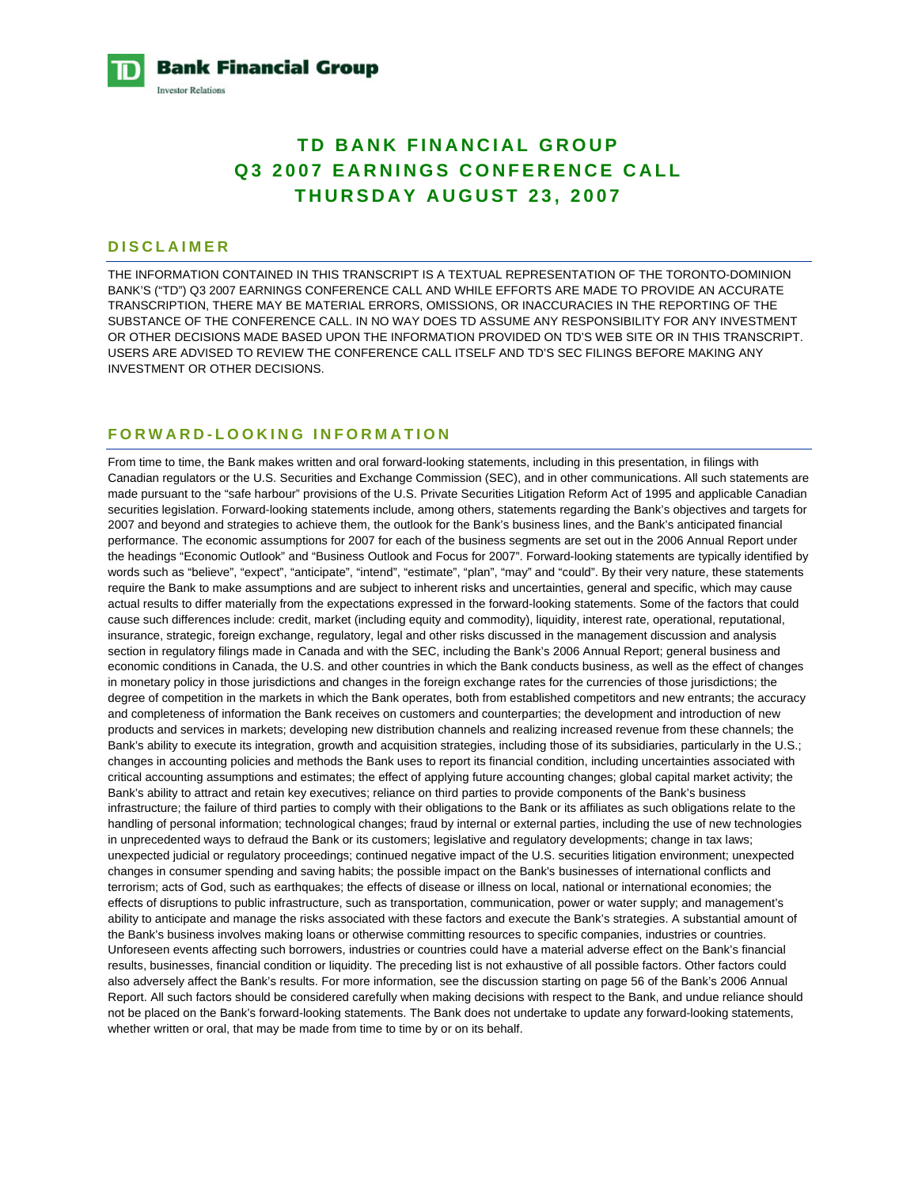**TD Bank Financial Group**

Investor Relations

# TD BANK FINANCIAL GROUP
# Q3 2007 EARNINGS CONFERENCE CALL
# THURSDAY AUGUST 23, 2007

## DISCLAIMER

THE INFORMATION CONTAINED IN THIS TRANSCRIPT IS A TEXTUAL REPRESENTATION OF THE TORONTO-DOMINION BANK'S ("TD") Q3 2007 EARNINGS CONFERENCE CALL AND WHILE EFFORTS ARE MADE TO PROVIDE AN ACCURATE TRANSCRIPTION, THERE MAY BE MATERIAL ERRORS, OMISSIONS, OR INACCURACIES IN THE REPORTING OF THE SUBSTANCE OF THE CONFERENCE CALL. IN NO WAY DOES TD ASSUME ANY RESPONSIBILITY FOR ANY INVESTMENT OR OTHER DECISIONS MADE BASED UPON THE INFORMATION PROVIDED ON TD'S WEB SITE OR IN THIS TRANSCRIPT. USERS ARE ADVISED TO REVIEW THE CONFERENCE CALL ITSELF AND TD'S SEC FILINGS BEFORE MAKING ANY INVESTMENT OR OTHER DECISIONS.

## FORWARD-LOOKING INFORMATION

From time to time, the Bank makes written and oral forward-looking statements, including in this presentation, in filings with Canadian regulators or the U.S. Securities and Exchange Commission (SEC), and in other communications. All such statements are made pursuant to the "safe harbour" provisions of the U.S. Private Securities Litigation Reform Act of 1995 and applicable Canadian securities legislation. Forward-looking statements include, among others, statements regarding the Bank's objectives and targets for 2007 and beyond and strategies to achieve them, the outlook for the Bank's business lines, and the Bank's anticipated financial performance. The economic assumptions for 2007 for each of the business segments are set out in the 2006 Annual Report under the headings "Economic Outlook" and "Business Outlook and Focus for 2007". Forward-looking statements are typically identified by words such as "believe", "expect", "anticipate", "intend", "estimate", "plan", "may" and "could". By their very nature, these statements require the Bank to make assumptions and are subject to inherent risks and uncertainties, general and specific, which may cause actual results to differ materially from the expectations expressed in the forward-looking statements. Some of the factors that could cause such differences include: credit, market (including equity and commodity), liquidity, interest rate, operational, reputational, insurance, strategic, foreign exchange, regulatory, legal and other risks discussed in the management discussion and analysis section in regulatory filings made in Canada and with the SEC, including the Bank's 2006 Annual Report; general business and economic conditions in Canada, the U.S. and other countries in which the Bank conducts business, as well as the effect of changes in monetary policy in those jurisdictions and changes in the foreign exchange rates for the currencies of those jurisdictions; the degree of competition in the markets in which the Bank operates, both from established competitors and new entrants; the accuracy and completeness of information the Bank receives on customers and counterparties; the development and introduction of new products and services in markets; developing new distribution channels and realizing increased revenue from these channels; the Bank's ability to execute its integration, growth and acquisition strategies, including those of its subsidiaries, particularly in the U.S.; changes in accounting policies and methods the Bank uses to report its financial condition, including uncertainties associated with critical accounting assumptions and estimates; the effect of applying future accounting changes; global capital market activity; the Bank's ability to attract and retain key executives; reliance on third parties to provide components of the Bank's business infrastructure; the failure of third parties to comply with their obligations to the Bank or its affiliates as such obligations relate to the handling of personal information; technological changes; fraud by internal or external parties, including the use of new technologies in unprecedented ways to defraud the Bank or its customers; legislative and regulatory developments; change in tax laws; unexpected judicial or regulatory proceedings; continued negative impact of the U.S. securities litigation environment; unexpected changes in consumer spending and saving habits; the possible impact on the Bank's businesses of international conflicts and terrorism; acts of God, such as earthquakes; the effects of disease or illness on local, national or international economies; the effects of disruptions to public infrastructure, such as transportation, communication, power or water supply; and management's ability to anticipate and manage the risks associated with these factors and execute the Bank's strategies. A substantial amount of the Bank's business involves making loans or otherwise committing resources to specific companies, industries or countries. Unforeseen events affecting such borrowers, industries or countries could have a material adverse effect on the Bank's financial results, businesses, financial condition or liquidity. The preceding list is not exhaustive of all possible factors. Other factors could also adversely affect the Bank's results. For more information, see the discussion starting on page 56 of the Bank's 2006 Annual Report. All such factors should be considered carefully when making decisions with respect to the Bank, and undue reliance should not be placed on the Bank's forward-looking statements. The Bank does not undertake to update any forward-looking statements, whether written or oral, that may be made from time to time by or on its behalf.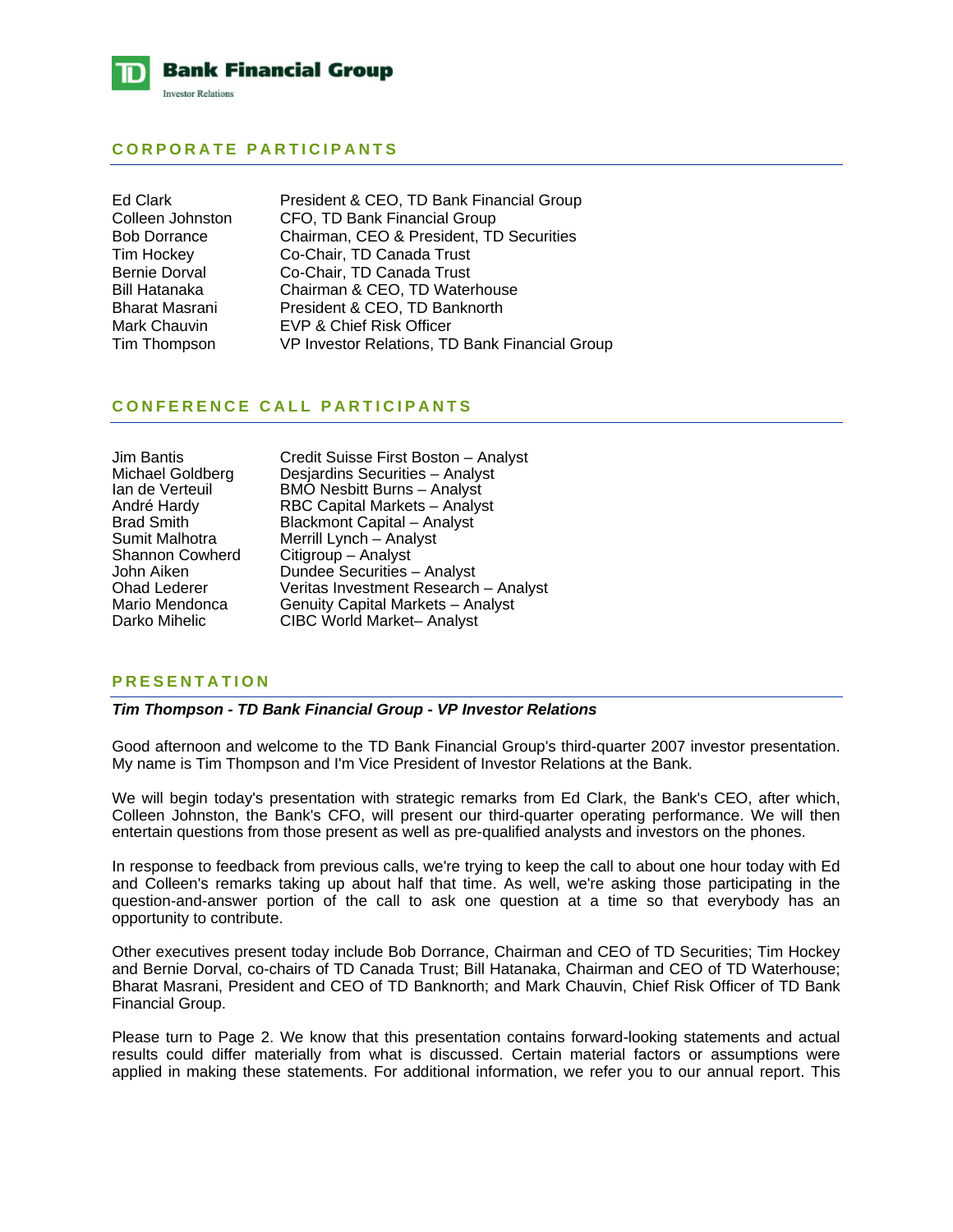## CORPORATE PARTICIPANTS

| | |
|---|---|
| Ed Clark | President & CEO, TD Bank Financial Group |
| Colleen Johnston | CFO, TD Bank Financial Group |
| Bob Dorrance | Chairman, CEO & President, TD Securities |
| Tim Hockey | Co-Chair, TD Canada Trust |
| Bernie Dorval | Co-Chair, TD Canada Trust |
| Bill Hatanaka | Chairman & CEO, TD Waterhouse |
| Bharat Masrani | President & CEO, TD Banknorth |
| Mark Chauvin | EVP & Chief Risk Officer |
| Tim Thompson | VP Investor Relations, TD Bank Financial Group |

## CONFERENCE CALL PARTICIPANTS

| | |
|---|---|
| Jim Bantis | Credit Suisse First Boston – Analyst |
| Michael Goldberg | Desjardins Securities – Analyst |
| Ian de Verteuil | BMO Nesbitt Burns – Analyst |
| André Hardy | RBC Capital Markets – Analyst |
| Brad Smith | Blackmont Capital – Analyst |
| Sumit Malhotra | Merrill Lynch – Analyst |
| Shannon Cowherd | Citigroup – Analyst |
| John Aiken | Dundee Securities – Analyst |
| Ohad Lederer | Veritas Investment Research – Analyst |
| Mario Mendonca | Genuity Capital Markets – Analyst |
| Darko Mihelic | CIBC World Market– Analyst |

## PRESENTATION

***Tim Thompson - TD Bank Financial Group - VP Investor Relations***

Good afternoon and welcome to the TD Bank Financial Group's third-quarter 2007 investor presentation. My name is Tim Thompson and I'm Vice President of Investor Relations at the Bank.

We will begin today's presentation with strategic remarks from Ed Clark, the Bank's CEO, after which, Colleen Johnston, the Bank's CFO, will present our third-quarter operating performance. We will then entertain questions from those present as well as pre-qualified analysts and investors on the phones.

In response to feedback from previous calls, we're trying to keep the call to about one hour today with Ed and Colleen's remarks taking up about half that time. As well, we're asking those participating in the question-and-answer portion of the call to ask one question at a time so that everybody has an opportunity to contribute.

Other executives present today include Bob Dorrance, Chairman and CEO of TD Securities; Tim Hockey and Bernie Dorval, co-chairs of TD Canada Trust; Bill Hatanaka, Chairman and CEO of TD Waterhouse; Bharat Masrani, President and CEO of TD Banknorth; and Mark Chauvin, Chief Risk Officer of TD Bank Financial Group.

Please turn to Page 2. We know that this presentation contains forward-looking statements and actual results could differ materially from what is discussed. Certain material factors or assumptions were applied in making these statements. For additional information, we refer you to our annual report. This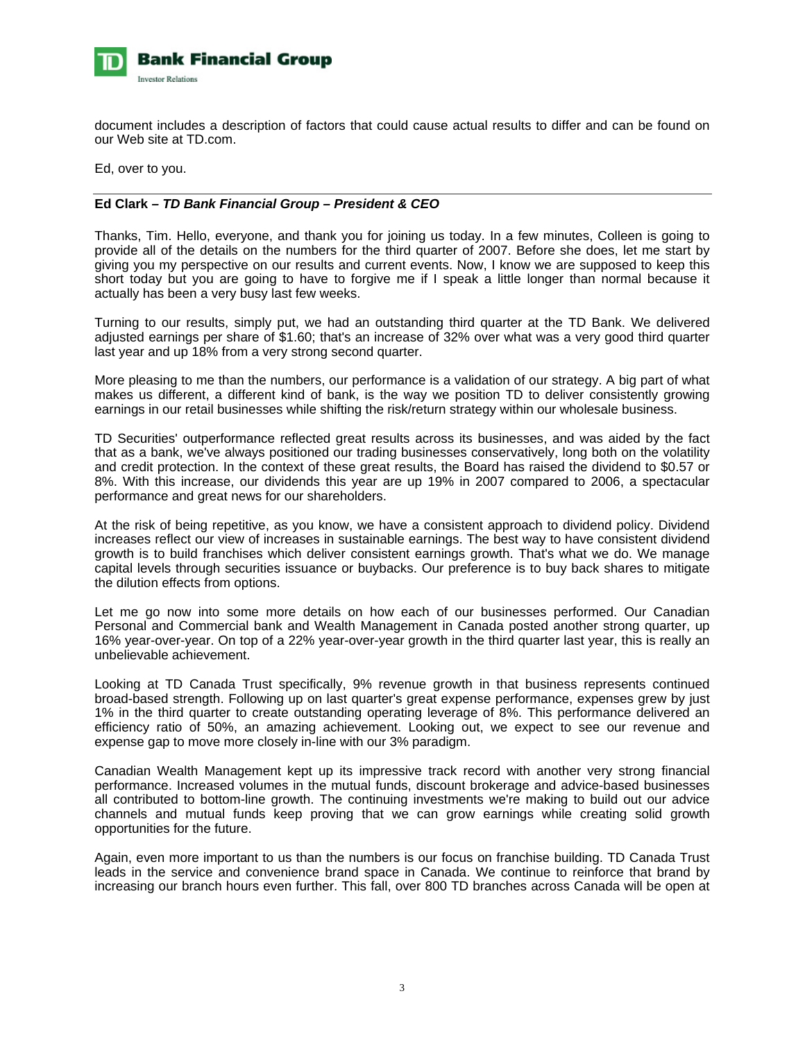document includes a description of factors that could cause actual results to differ and can be found on our Web site at TD.com.

Ed, over to you.

---

**Ed Clark –** ***TD Bank Financial Group – President & CEO***

Thanks, Tim. Hello, everyone, and thank you for joining us today. In a few minutes, Colleen is going to provide all of the details on the numbers for the third quarter of 2007. Before she does, let me start by giving you my perspective on our results and current events. Now, I know we are supposed to keep this short today but you are going to have to forgive me if I speak a little longer than normal because it actually has been a very busy last few weeks.

Turning to our results, simply put, we had an outstanding third quarter at the TD Bank. We delivered adjusted earnings per share of $1.60; that's an increase of 32% over what was a very good third quarter last year and up 18% from a very strong second quarter.

More pleasing to me than the numbers, our performance is a validation of our strategy. A big part of what makes us different, a different kind of bank, is the way we position TD to deliver consistently growing earnings in our retail businesses while shifting the risk/return strategy within our wholesale business.

TD Securities' outperformance reflected great results across its businesses, and was aided by the fact that as a bank, we've always positioned our trading businesses conservatively, long both on the volatility and credit protection. In the context of these great results, the Board has raised the dividend to $0.57 or 8%. With this increase, our dividends this year are up 19% in 2007 compared to 2006, a spectacular performance and great news for our shareholders.

At the risk of being repetitive, as you know, we have a consistent approach to dividend policy. Dividend increases reflect our view of increases in sustainable earnings. The best way to have consistent dividend growth is to build franchises which deliver consistent earnings growth. That's what we do. We manage capital levels through securities issuance or buybacks. Our preference is to buy back shares to mitigate the dilution effects from options.

Let me go now into some more details on how each of our businesses performed. Our Canadian Personal and Commercial bank and Wealth Management in Canada posted another strong quarter, up 16% year-over-year. On top of a 22% year-over-year growth in the third quarter last year, this is really an unbelievable achievement.

Looking at TD Canada Trust specifically, 9% revenue growth in that business represents continued broad-based strength. Following up on last quarter's great expense performance, expenses grew by just 1% in the third quarter to create outstanding operating leverage of 8%. This performance delivered an efficiency ratio of 50%, an amazing achievement. Looking out, we expect to see our revenue and expense gap to move more closely in-line with our 3% paradigm.

Canadian Wealth Management kept up its impressive track record with another very strong financial performance. Increased volumes in the mutual funds, discount brokerage and advice-based businesses all contributed to bottom-line growth. The continuing investments we're making to build out our advice channels and mutual funds keep proving that we can grow earnings while creating solid growth opportunities for the future.

Again, even more important to us than the numbers is our focus on franchise building. TD Canada Trust leads in the service and convenience brand space in Canada. We continue to reinforce that brand by increasing our branch hours even further. This fall, over 800 TD branches across Canada will be open at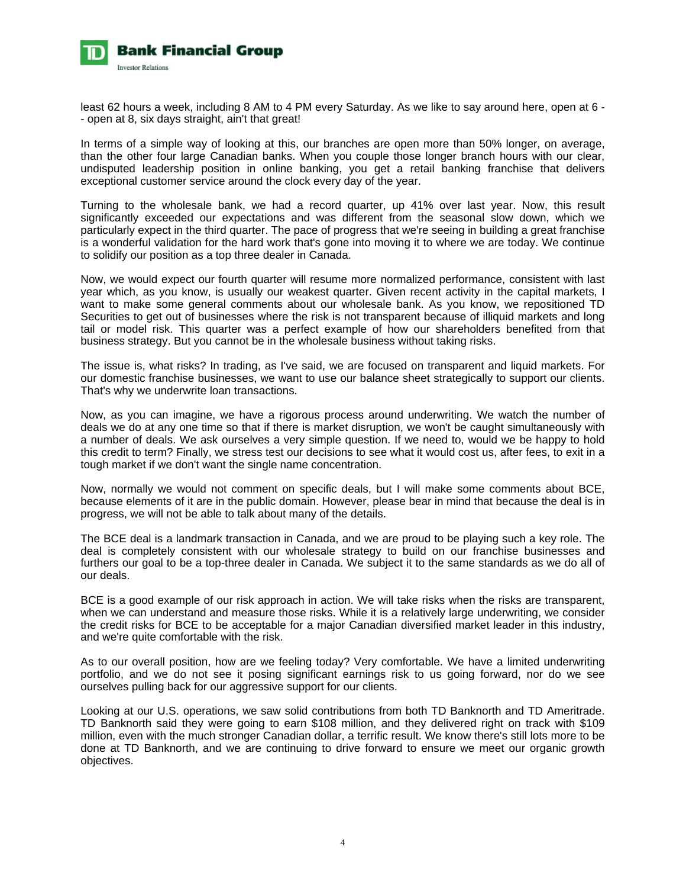least 62 hours a week, including 8 AM to 4 PM every Saturday. As we like to say around here, open at 6 -- open at 8, six days straight, ain't that great!

In terms of a simple way of looking at this, our branches are open more than 50% longer, on average, than the other four large Canadian banks. When you couple those longer branch hours with our clear, undisputed leadership position in online banking, you get a retail banking franchise that delivers exceptional customer service around the clock every day of the year.

Turning to the wholesale bank, we had a record quarter, up 41% over last year. Now, this result significantly exceeded our expectations and was different from the seasonal slow down, which we particularly expect in the third quarter. The pace of progress that we're seeing in building a great franchise is a wonderful validation for the hard work that's gone into moving it to where we are today. We continue to solidify our position as a top three dealer in Canada.

Now, we would expect our fourth quarter will resume more normalized performance, consistent with last year which, as you know, is usually our weakest quarter. Given recent activity in the capital markets, I want to make some general comments about our wholesale bank. As you know, we repositioned TD Securities to get out of businesses where the risk is not transparent because of illiquid markets and long tail or model risk. This quarter was a perfect example of how our shareholders benefited from that business strategy. But you cannot be in the wholesale business without taking risks.

The issue is, what risks? In trading, as I've said, we are focused on transparent and liquid markets. For our domestic franchise businesses, we want to use our balance sheet strategically to support our clients. That's why we underwrite loan transactions.

Now, as you can imagine, we have a rigorous process around underwriting. We watch the number of deals we do at any one time so that if there is market disruption, we won't be caught simultaneously with a number of deals. We ask ourselves a very simple question. If we need to, would we be happy to hold this credit to term? Finally, we stress test our decisions to see what it would cost us, after fees, to exit in a tough market if we don't want the single name concentration.

Now, normally we would not comment on specific deals, but I will make some comments about BCE, because elements of it are in the public domain. However, please bear in mind that because the deal is in progress, we will not be able to talk about many of the details.

The BCE deal is a landmark transaction in Canada, and we are proud to be playing such a key role. The deal is completely consistent with our wholesale strategy to build on our franchise businesses and furthers our goal to be a top-three dealer in Canada. We subject it to the same standards as we do all of our deals.

BCE is a good example of our risk approach in action. We will take risks when the risks are transparent, when we can understand and measure those risks. While it is a relatively large underwriting, we consider the credit risks for BCE to be acceptable for a major Canadian diversified market leader in this industry, and we're quite comfortable with the risk.

As to our overall position, how are we feeling today? Very comfortable. We have a limited underwriting portfolio, and we do not see it posing significant earnings risk to us going forward, nor do we see ourselves pulling back for our aggressive support for our clients.

Looking at our U.S. operations, we saw solid contributions from both TD Banknorth and TD Ameritrade. TD Banknorth said they were going to earn $108 million, and they delivered right on track with $109 million, even with the much stronger Canadian dollar, a terrific result. We know there's still lots more to be done at TD Banknorth, and we are continuing to drive forward to ensure we meet our organic growth objectives.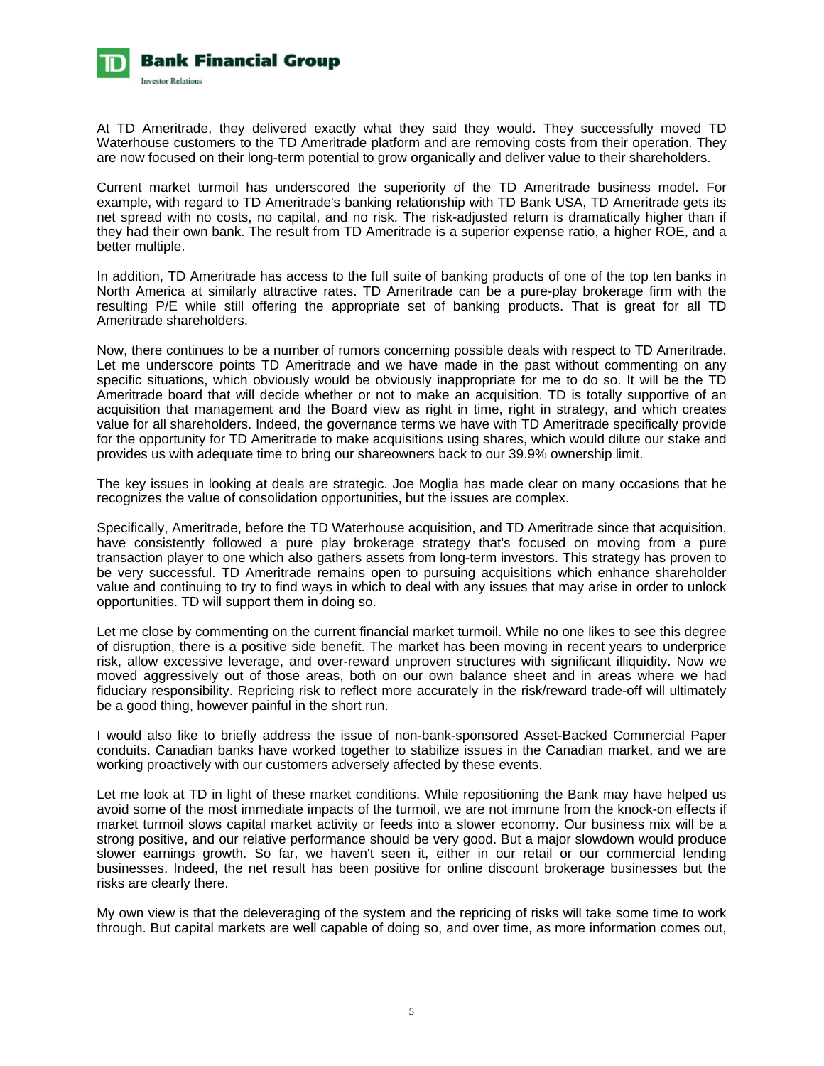At TD Ameritrade, they delivered exactly what they said they would. They successfully moved TD Waterhouse customers to the TD Ameritrade platform and are removing costs from their operation. They are now focused on their long-term potential to grow organically and deliver value to their shareholders.

Current market turmoil has underscored the superiority of the TD Ameritrade business model. For example, with regard to TD Ameritrade's banking relationship with TD Bank USA, TD Ameritrade gets its net spread with no costs, no capital, and no risk. The risk-adjusted return is dramatically higher than if they had their own bank. The result from TD Ameritrade is a superior expense ratio, a higher ROE, and a better multiple.

In addition, TD Ameritrade has access to the full suite of banking products of one of the top ten banks in North America at similarly attractive rates. TD Ameritrade can be a pure-play brokerage firm with the resulting P/E while still offering the appropriate set of banking products. That is great for all TD Ameritrade shareholders.

Now, there continues to be a number of rumors concerning possible deals with respect to TD Ameritrade. Let me underscore points TD Ameritrade and we have made in the past without commenting on any specific situations, which obviously would be obviously inappropriate for me to do so. It will be the TD Ameritrade board that will decide whether or not to make an acquisition. TD is totally supportive of an acquisition that management and the Board view as right in time, right in strategy, and which creates value for all shareholders. Indeed, the governance terms we have with TD Ameritrade specifically provide for the opportunity for TD Ameritrade to make acquisitions using shares, which would dilute our stake and provides us with adequate time to bring our shareowners back to our 39.9% ownership limit.

The key issues in looking at deals are strategic. Joe Moglia has made clear on many occasions that he recognizes the value of consolidation opportunities, but the issues are complex.

Specifically, Ameritrade, before the TD Waterhouse acquisition, and TD Ameritrade since that acquisition, have consistently followed a pure play brokerage strategy that's focused on moving from a pure transaction player to one which also gathers assets from long-term investors. This strategy has proven to be very successful. TD Ameritrade remains open to pursuing acquisitions which enhance shareholder value and continuing to try to find ways in which to deal with any issues that may arise in order to unlock opportunities. TD will support them in doing so.

Let me close by commenting on the current financial market turmoil. While no one likes to see this degree of disruption, there is a positive side benefit. The market has been moving in recent years to underprice risk, allow excessive leverage, and over-reward unproven structures with significant illiquidity. Now we moved aggressively out of those areas, both on our own balance sheet and in areas where we had fiduciary responsibility. Repricing risk to reflect more accurately in the risk/reward trade-off will ultimately be a good thing, however painful in the short run.

I would also like to briefly address the issue of non-bank-sponsored Asset-Backed Commercial Paper conduits. Canadian banks have worked together to stabilize issues in the Canadian market, and we are working proactively with our customers adversely affected by these events.

Let me look at TD in light of these market conditions. While repositioning the Bank may have helped us avoid some of the most immediate impacts of the turmoil, we are not immune from the knock-on effects if market turmoil slows capital market activity or feeds into a slower economy. Our business mix will be a strong positive, and our relative performance should be very good. But a major slowdown would produce slower earnings growth. So far, we haven't seen it, either in our retail or our commercial lending businesses. Indeed, the net result has been positive for online discount brokerage businesses but the risks are clearly there.

My own view is that the deleveraging of the system and the repricing of risks will take some time to work through. But capital markets are well capable of doing so, and over time, as more information comes out,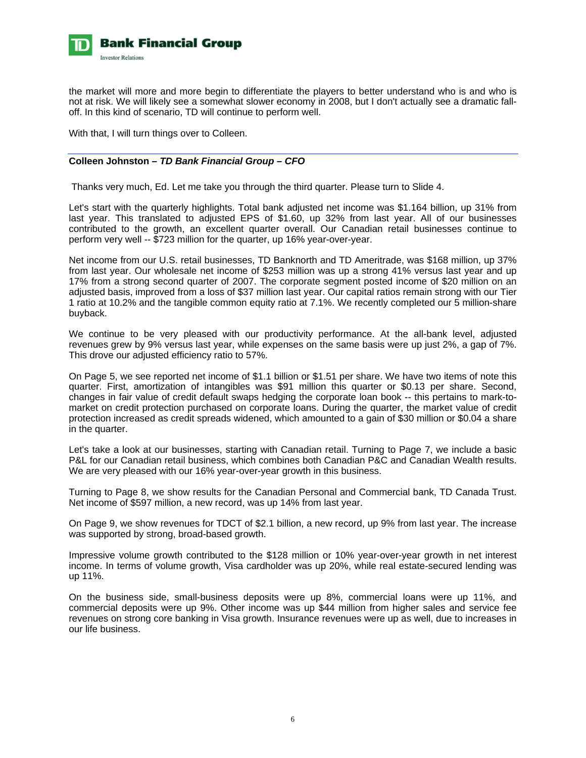the market will more and more begin to differentiate the players to better understand who is and who is not at risk. We will likely see a somewhat slower economy in 2008, but I don't actually see a dramatic fall-off. In this kind of scenario, TD will continue to perform well.

With that, I will turn things over to Colleen.

---

**Colleen Johnston –** ***TD Bank Financial Group – CFO***

Thanks very much, Ed. Let me take you through the third quarter. Please turn to Slide 4.

Let's start with the quarterly highlights. Total bank adjusted net income was $1.164 billion, up 31% from last year. This translated to adjusted EPS of $1.60, up 32% from last year. All of our businesses contributed to the growth, an excellent quarter overall. Our Canadian retail businesses continue to perform very well -- $723 million for the quarter, up 16% year-over-year.

Net income from our U.S. retail businesses, TD Banknorth and TD Ameritrade, was $168 million, up 37% from last year. Our wholesale net income of $253 million was up a strong 41% versus last year and up 17% from a strong second quarter of 2007. The corporate segment posted income of $20 million on an adjusted basis, improved from a loss of $37 million last year. Our capital ratios remain strong with our Tier 1 ratio at 10.2% and the tangible common equity ratio at 7.1%. We recently completed our 5 million-share buyback.

We continue to be very pleased with our productivity performance. At the all-bank level, adjusted revenues grew by 9% versus last year, while expenses on the same basis were up just 2%, a gap of 7%. This drove our adjusted efficiency ratio to 57%.

On Page 5, we see reported net income of $1.1 billion or $1.51 per share. We have two items of note this quarter. First, amortization of intangibles was $91 million this quarter or $0.13 per share. Second, changes in fair value of credit default swaps hedging the corporate loan book -- this pertains to mark-to-market on credit protection purchased on corporate loans. During the quarter, the market value of credit protection increased as credit spreads widened, which amounted to a gain of $30 million or $0.04 a share in the quarter.

Let's take a look at our businesses, starting with Canadian retail. Turning to Page 7, we include a basic P&L for our Canadian retail business, which combines both Canadian P&C and Canadian Wealth results. We are very pleased with our 16% year-over-year growth in this business.

Turning to Page 8, we show results for the Canadian Personal and Commercial bank, TD Canada Trust. Net income of $597 million, a new record, was up 14% from last year.

On Page 9, we show revenues for TDCT of $2.1 billion, a new record, up 9% from last year. The increase was supported by strong, broad-based growth.

Impressive volume growth contributed to the $128 million or 10% year-over-year growth in net interest income. In terms of volume growth, Visa cardholder was up 20%, while real estate-secured lending was up 11%.

On the business side, small-business deposits were up 8%, commercial loans were up 11%, and commercial deposits were up 9%. Other income was up $44 million from higher sales and service fee revenues on strong core banking in Visa growth. Insurance revenues were up as well, due to increases in our life business.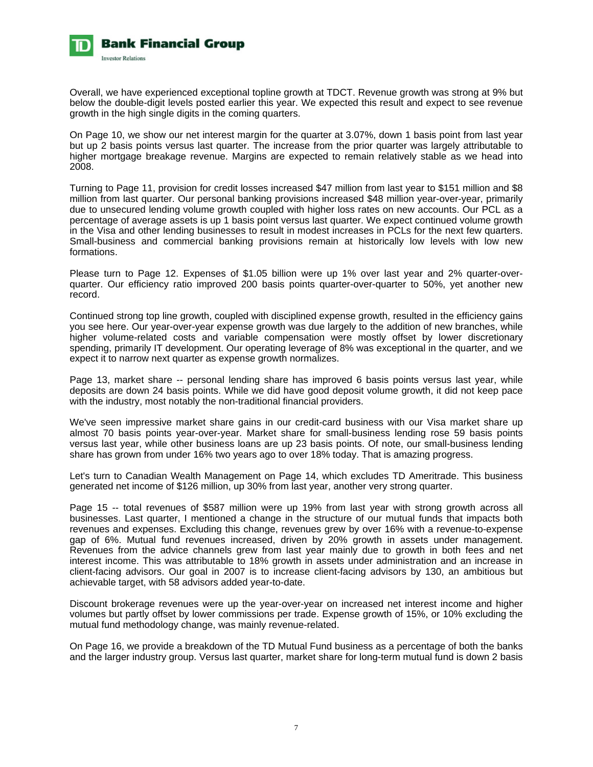Overall, we have experienced exceptional topline growth at TDCT. Revenue growth was strong at 9% but below the double-digit levels posted earlier this year. We expected this result and expect to see revenue growth in the high single digits in the coming quarters.

On Page 10, we show our net interest margin for the quarter at 3.07%, down 1 basis point from last year but up 2 basis points versus last quarter. The increase from the prior quarter was largely attributable to higher mortgage breakage revenue. Margins are expected to remain relatively stable as we head into 2008.

Turning to Page 11, provision for credit losses increased $47 million from last year to $151 million and $8 million from last quarter. Our personal banking provisions increased $48 million year-over-year, primarily due to unsecured lending volume growth coupled with higher loss rates on new accounts. Our PCL as a percentage of average assets is up 1 basis point versus last quarter. We expect continued volume growth in the Visa and other lending businesses to result in modest increases in PCLs for the next few quarters. Small-business and commercial banking provisions remain at historically low levels with low new formations.

Please turn to Page 12. Expenses of $1.05 billion were up 1% over last year and 2% quarter-over-quarter. Our efficiency ratio improved 200 basis points quarter-over-quarter to 50%, yet another new record.

Continued strong top line growth, coupled with disciplined expense growth, resulted in the efficiency gains you see here. Our year-over-year expense growth was due largely to the addition of new branches, while higher volume-related costs and variable compensation were mostly offset by lower discretionary spending, primarily IT development. Our operating leverage of 8% was exceptional in the quarter, and we expect it to narrow next quarter as expense growth normalizes.

Page 13, market share -- personal lending share has improved 6 basis points versus last year, while deposits are down 24 basis points. While we did have good deposit volume growth, it did not keep pace with the industry, most notably the non-traditional financial providers.

We've seen impressive market share gains in our credit-card business with our Visa market share up almost 70 basis points year-over-year. Market share for small-business lending rose 59 basis points versus last year, while other business loans are up 23 basis points. Of note, our small-business lending share has grown from under 16% two years ago to over 18% today. That is amazing progress.

Let's turn to Canadian Wealth Management on Page 14, which excludes TD Ameritrade. This business generated net income of $126 million, up 30% from last year, another very strong quarter.

Page 15 -- total revenues of $587 million were up 19% from last year with strong growth across all businesses. Last quarter, I mentioned a change in the structure of our mutual funds that impacts both revenues and expenses. Excluding this change, revenues grew by over 16% with a revenue-to-expense gap of 6%. Mutual fund revenues increased, driven by 20% growth in assets under management. Revenues from the advice channels grew from last year mainly due to growth in both fees and net interest income. This was attributable to 18% growth in assets under administration and an increase in client-facing advisors. Our goal in 2007 is to increase client-facing advisors by 130, an ambitious but achievable target, with 58 advisors added year-to-date.

Discount brokerage revenues were up the year-over-year on increased net interest income and higher volumes but partly offset by lower commissions per trade. Expense growth of 15%, or 10% excluding the mutual fund methodology change, was mainly revenue-related.

On Page 16, we provide a breakdown of the TD Mutual Fund business as a percentage of both the banks and the larger industry group. Versus last quarter, market share for long-term mutual fund is down 2 basis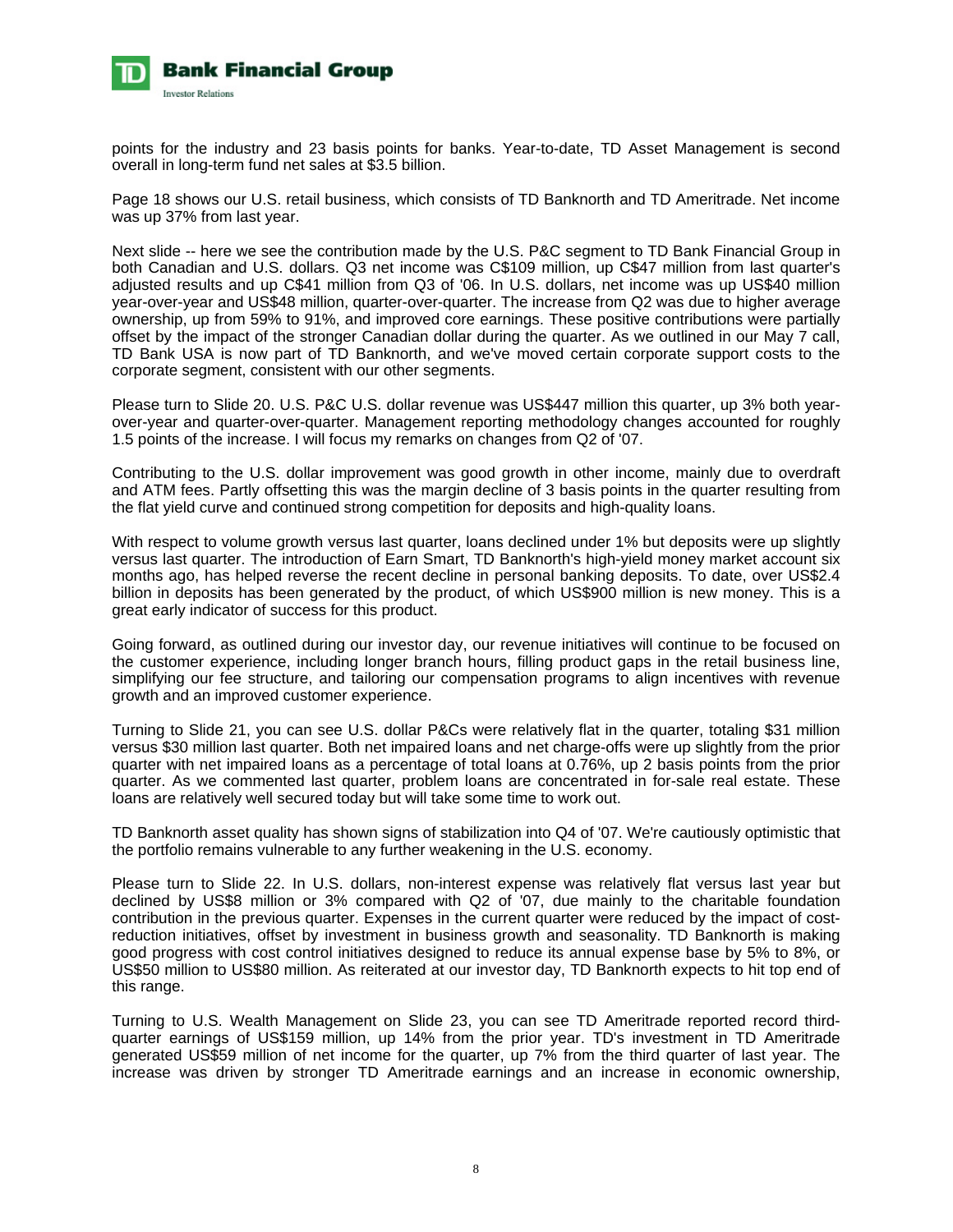points for the industry and 23 basis points for banks. Year-to-date, TD Asset Management is second overall in long-term fund net sales at $3.5 billion.

Page 18 shows our U.S. retail business, which consists of TD Banknorth and TD Ameritrade. Net income was up 37% from last year.

Next slide -- here we see the contribution made by the U.S. P&C segment to TD Bank Financial Group in both Canadian and U.S. dollars. Q3 net income was C$109 million, up C$47 million from last quarter's adjusted results and up C$41 million from Q3 of '06. In U.S. dollars, net income was up US$40 million year-over-year and US$48 million, quarter-over-quarter. The increase from Q2 was due to higher average ownership, up from 59% to 91%, and improved core earnings. These positive contributions were partially offset by the impact of the stronger Canadian dollar during the quarter. As we outlined in our May 7 call, TD Bank USA is now part of TD Banknorth, and we've moved certain corporate support costs to the corporate segment, consistent with our other segments.

Please turn to Slide 20. U.S. P&C U.S. dollar revenue was US$447 million this quarter, up 3% both year-over-year and quarter-over-quarter. Management reporting methodology changes accounted for roughly 1.5 points of the increase. I will focus my remarks on changes from Q2 of '07.

Contributing to the U.S. dollar improvement was good growth in other income, mainly due to overdraft and ATM fees. Partly offsetting this was the margin decline of 3 basis points in the quarter resulting from the flat yield curve and continued strong competition for deposits and high-quality loans.

With respect to volume growth versus last quarter, loans declined under 1% but deposits were up slightly versus last quarter. The introduction of Earn Smart, TD Banknorth's high-yield money market account six months ago, has helped reverse the recent decline in personal banking deposits. To date, over US$2.4 billion in deposits has been generated by the product, of which US$900 million is new money. This is a great early indicator of success for this product.

Going forward, as outlined during our investor day, our revenue initiatives will continue to be focused on the customer experience, including longer branch hours, filling product gaps in the retail business line, simplifying our fee structure, and tailoring our compensation programs to align incentives with revenue growth and an improved customer experience.

Turning to Slide 21, you can see U.S. dollar P&Cs were relatively flat in the quarter, totaling $31 million versus $30 million last quarter. Both net impaired loans and net charge-offs were up slightly from the prior quarter with net impaired loans as a percentage of total loans at 0.76%, up 2 basis points from the prior quarter. As we commented last quarter, problem loans are concentrated in for-sale real estate. These loans are relatively well secured today but will take some time to work out.

TD Banknorth asset quality has shown signs of stabilization into Q4 of '07. We're cautiously optimistic that the portfolio remains vulnerable to any further weakening in the U.S. economy.

Please turn to Slide 22. In U.S. dollars, non-interest expense was relatively flat versus last year but declined by US$8 million or 3% compared with Q2 of '07, due mainly to the charitable foundation contribution in the previous quarter. Expenses in the current quarter were reduced by the impact of cost-reduction initiatives, offset by investment in business growth and seasonality. TD Banknorth is making good progress with cost control initiatives designed to reduce its annual expense base by 5% to 8%, or US$50 million to US$80 million. As reiterated at our investor day, TD Banknorth expects to hit top end of this range.

Turning to U.S. Wealth Management on Slide 23, you can see TD Ameritrade reported record third-quarter earnings of US$159 million, up 14% from the prior year. TD's investment in TD Ameritrade generated US$59 million of net income for the quarter, up 7% from the third quarter of last year. The increase was driven by stronger TD Ameritrade earnings and an increase in economic ownership,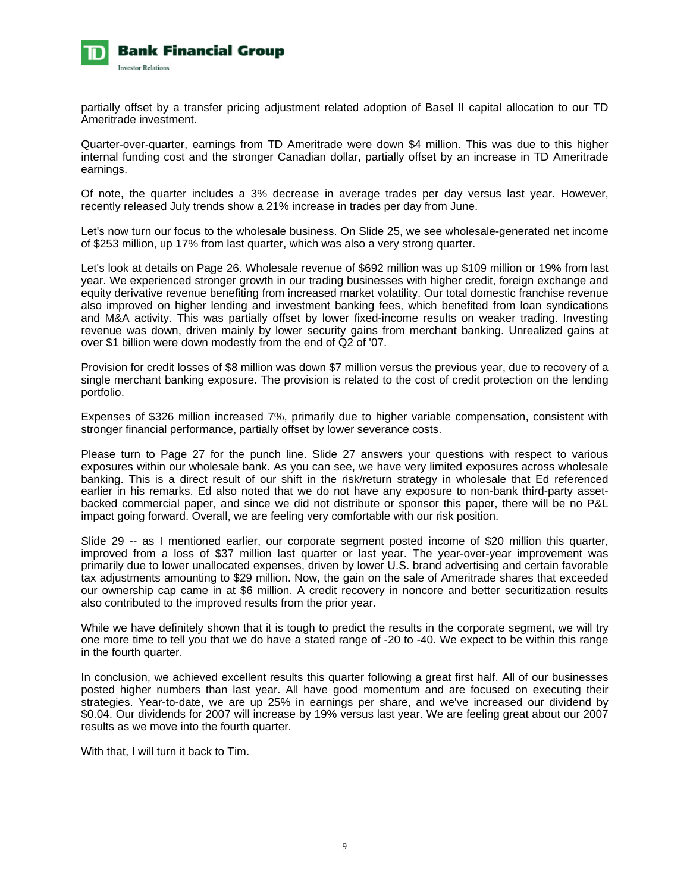partially offset by a transfer pricing adjustment related adoption of Basel II capital allocation to our TD Ameritrade investment.

Quarter-over-quarter, earnings from TD Ameritrade were down $4 million. This was due to this higher internal funding cost and the stronger Canadian dollar, partially offset by an increase in TD Ameritrade earnings.

Of note, the quarter includes a 3% decrease in average trades per day versus last year. However, recently released July trends show a 21% increase in trades per day from June.

Let's now turn our focus to the wholesale business. On Slide 25, we see wholesale-generated net income of $253 million, up 17% from last quarter, which was also a very strong quarter.

Let's look at details on Page 26. Wholesale revenue of $692 million was up $109 million or 19% from last year. We experienced stronger growth in our trading businesses with higher credit, foreign exchange and equity derivative revenue benefiting from increased market volatility. Our total domestic franchise revenue also improved on higher lending and investment banking fees, which benefited from loan syndications and M&A activity. This was partially offset by lower fixed-income results on weaker trading. Investing revenue was down, driven mainly by lower security gains from merchant banking. Unrealized gains at over $1 billion were down modestly from the end of Q2 of '07.

Provision for credit losses of $8 million was down $7 million versus the previous year, due to recovery of a single merchant banking exposure. The provision is related to the cost of credit protection on the lending portfolio.

Expenses of $326 million increased 7%, primarily due to higher variable compensation, consistent with stronger financial performance, partially offset by lower severance costs.

Please turn to Page 27 for the punch line. Slide 27 answers your questions with respect to various exposures within our wholesale bank. As you can see, we have very limited exposures across wholesale banking. This is a direct result of our shift in the risk/return strategy in wholesale that Ed referenced earlier in his remarks. Ed also noted that we do not have any exposure to non-bank third-party asset-backed commercial paper, and since we did not distribute or sponsor this paper, there will be no P&L impact going forward. Overall, we are feeling very comfortable with our risk position.

Slide 29 -- as I mentioned earlier, our corporate segment posted income of $20 million this quarter, improved from a loss of $37 million last quarter or last year. The year-over-year improvement was primarily due to lower unallocated expenses, driven by lower U.S. brand advertising and certain favorable tax adjustments amounting to $29 million. Now, the gain on the sale of Ameritrade shares that exceeded our ownership cap came in at $6 million. A credit recovery in noncore and better securitization results also contributed to the improved results from the prior year.

While we have definitely shown that it is tough to predict the results in the corporate segment, we will try one more time to tell you that we do have a stated range of -20 to -40. We expect to be within this range in the fourth quarter.

In conclusion, we achieved excellent results this quarter following a great first half. All of our businesses posted higher numbers than last year. All have good momentum and are focused on executing their strategies. Year-to-date, we are up 25% in earnings per share, and we've increased our dividend by $0.04. Our dividends for 2007 will increase by 19% versus last year. We are feeling great about our 2007 results as we move into the fourth quarter.

With that, I will turn it back to Tim.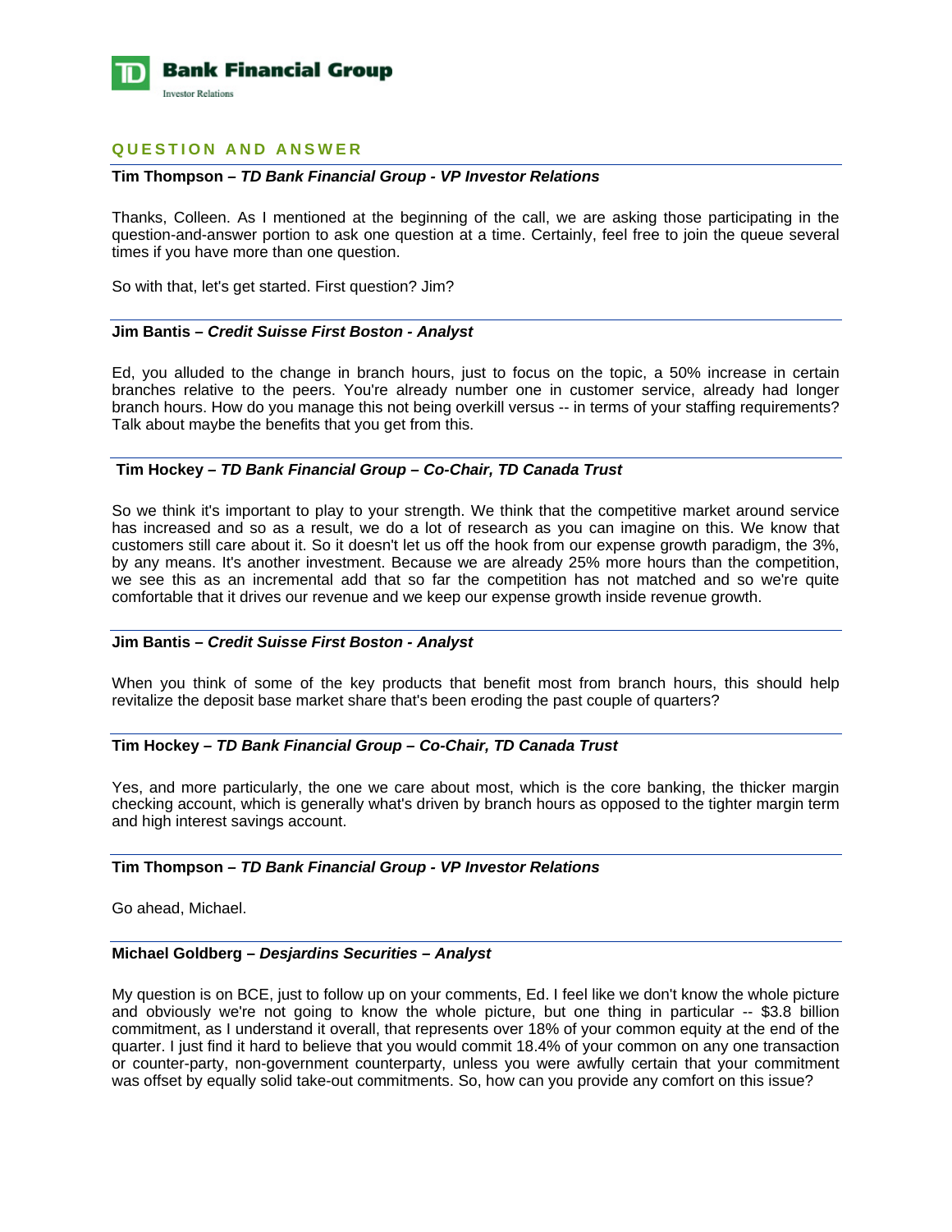## QUESTION AND ANSWER

**Tim Thompson – *TD Bank Financial Group - VP Investor Relations***

Thanks, Colleen. As I mentioned at the beginning of the call, we are asking those participating in the question-and-answer portion to ask one question at a time. Certainly, feel free to join the queue several times if you have more than one question.

So with that, let's get started. First question? Jim?

---

**Jim Bantis – *Credit Suisse First Boston - Analyst***

Ed, you alluded to the change in branch hours, just to focus on the topic, a 50% increase in certain branches relative to the peers. You're already number one in customer service, already had longer branch hours. How do you manage this not being overkill versus -- in terms of your staffing requirements? Talk about maybe the benefits that you get from this.

---

**Tim Hockey – *TD Bank Financial Group – Co-Chair, TD Canada Trust***

So we think it's important to play to your strength. We think that the competitive market around service has increased and so as a result, we do a lot of research as you can imagine on this. We know that customers still care about it. So it doesn't let us off the hook from our expense growth paradigm, the 3%, by any means. It's another investment. Because we are already 25% more hours than the competition, we see this as an incremental add that so far the competition has not matched and so we're quite comfortable that it drives our revenue and we keep our expense growth inside revenue growth.

---

**Jim Bantis – *Credit Suisse First Boston - Analyst***

When you think of some of the key products that benefit most from branch hours, this should help revitalize the deposit base market share that's been eroding the past couple of quarters?

---

**Tim Hockey – *TD Bank Financial Group – Co-Chair, TD Canada Trust***

Yes, and more particularly, the one we care about most, which is the core banking, the thicker margin checking account, which is generally what's driven by branch hours as opposed to the tighter margin term and high interest savings account.

---

**Tim Thompson – *TD Bank Financial Group - VP Investor Relations***

Go ahead, Michael.

---

**Michael Goldberg – *Desjardins Securities – Analyst***

My question is on BCE, just to follow up on your comments, Ed. I feel like we don't know the whole picture and obviously we're not going to know the whole picture, but one thing in particular -- $3.8 billion commitment, as I understand it overall, that represents over 18% of your common equity at the end of the quarter. I just find it hard to believe that you would commit 18.4% of your common on any one transaction or counter-party, non-government counterparty, unless you were awfully certain that your commitment was offset by equally solid take-out commitments. So, how can you provide any comfort on this issue?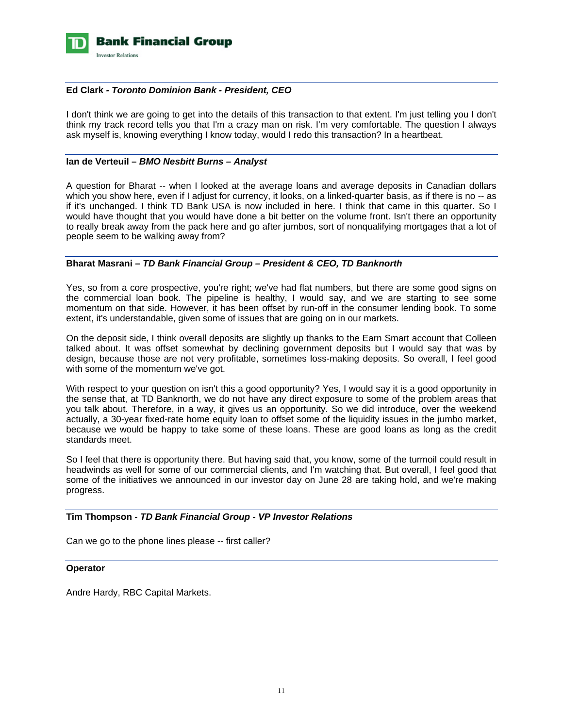**Ed Clark -** ***Toronto Dominion Bank - President, CEO***

I don't think we are going to get into the details of this transaction to that extent. I'm just telling you I don't think my track record tells you that I'm a crazy man on risk. I'm very comfortable. The question I always ask myself is, knowing everything I know today, would I redo this transaction? In a heartbeat.

**Ian de Verteuil –** ***BMO Nesbitt Burns – Analyst***

A question for Bharat -- when I looked at the average loans and average deposits in Canadian dollars which you show here, even if I adjust for currency, it looks, on a linked-quarter basis, as if there is no -- as if it's unchanged. I think TD Bank USA is now included in here. I think that came in this quarter. So I would have thought that you would have done a bit better on the volume front. Isn't there an opportunity to really break away from the pack here and go after jumbos, sort of nonqualifying mortgages that a lot of people seem to be walking away from?

**Bharat Masrani –** ***TD Bank Financial Group – President & CEO, TD Banknorth***

Yes, so from a core prospective, you're right; we've had flat numbers, but there are some good signs on the commercial loan book. The pipeline is healthy, I would say, and we are starting to see some momentum on that side. However, it has been offset by run-off in the consumer lending book. To some extent, it's understandable, given some of issues that are going on in our markets.

On the deposit side, I think overall deposits are slightly up thanks to the Earn Smart account that Colleen talked about. It was offset somewhat by declining government deposits but I would say that was by design, because those are not very profitable, sometimes loss-making deposits. So overall, I feel good with some of the momentum we've got.

With respect to your question on isn't this a good opportunity? Yes, I would say it is a good opportunity in the sense that, at TD Banknorth, we do not have any direct exposure to some of the problem areas that you talk about. Therefore, in a way, it gives us an opportunity. So we did introduce, over the weekend actually, a 30-year fixed-rate home equity loan to offset some of the liquidity issues in the jumbo market, because we would be happy to take some of these loans. These are good loans as long as the credit standards meet.

So I feel that there is opportunity there. But having said that, you know, some of the turmoil could result in headwinds as well for some of our commercial clients, and I'm watching that. But overall, I feel good that some of the initiatives we announced in our investor day on June 28 are taking hold, and we're making progress.

**Tim Thompson -** ***TD Bank Financial Group - VP Investor Relations***

Can we go to the phone lines please -- first caller?

**Operator**

Andre Hardy, RBC Capital Markets.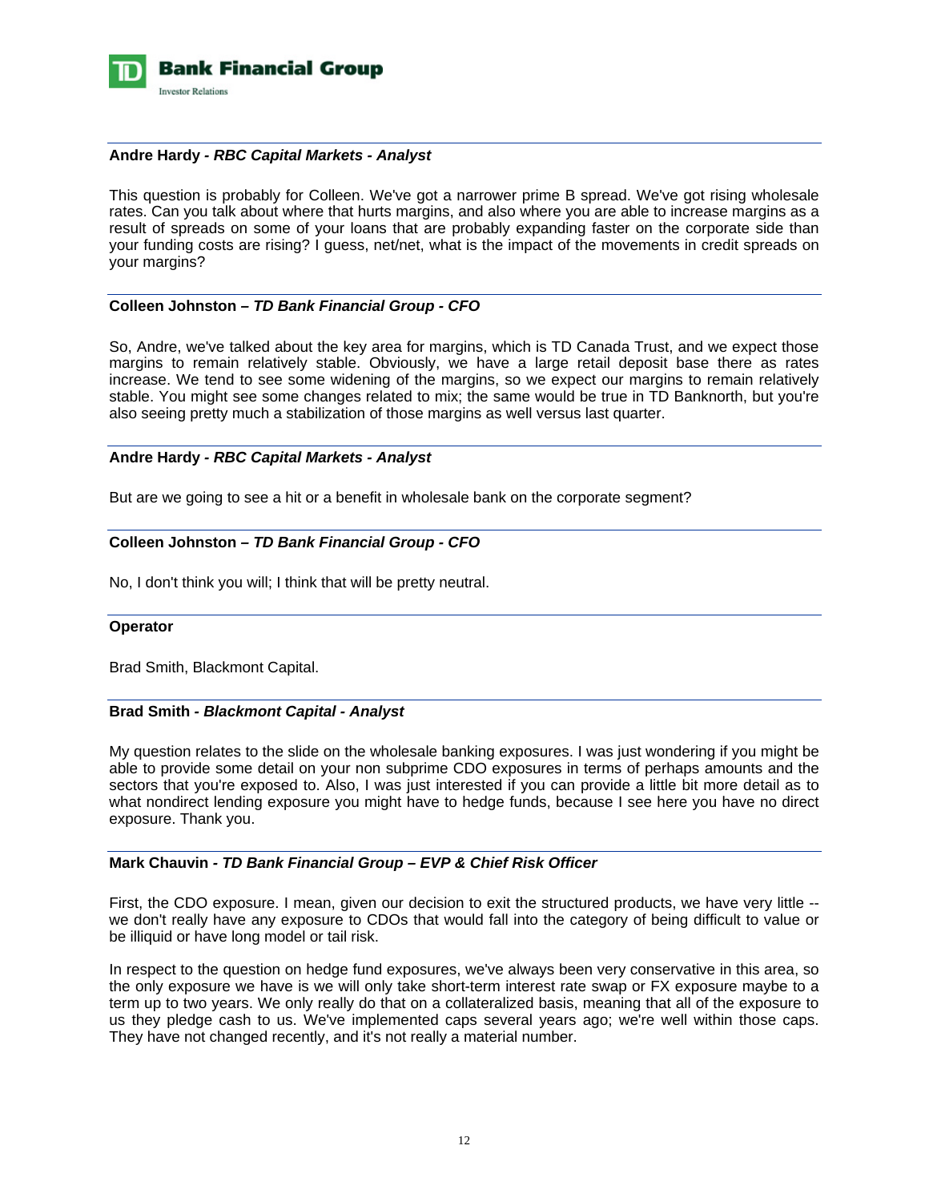**Andre Hardy -** ***RBC Capital Markets - Analyst***

This question is probably for Colleen. We've got a narrower prime B spread. We've got rising wholesale rates. Can you talk about where that hurts margins, and also where you are able to increase margins as a result of spreads on some of your loans that are probably expanding faster on the corporate side than your funding costs are rising? I guess, net/net, what is the impact of the movements in credit spreads on your margins?

**Colleen Johnston –** ***TD Bank Financial Group - CFO***

So, Andre, we've talked about the key area for margins, which is TD Canada Trust, and we expect those margins to remain relatively stable. Obviously, we have a large retail deposit base there as rates increase. We tend to see some widening of the margins, so we expect our margins to remain relatively stable. You might see some changes related to mix; the same would be true in TD Banknorth, but you're also seeing pretty much a stabilization of those margins as well versus last quarter.

**Andre Hardy -** ***RBC Capital Markets - Analyst***

But are we going to see a hit or a benefit in wholesale bank on the corporate segment?

**Colleen Johnston –** ***TD Bank Financial Group - CFO***

No, I don't think you will; I think that will be pretty neutral.

**Operator**

Brad Smith, Blackmont Capital.

**Brad Smith -** ***Blackmont Capital - Analyst***

My question relates to the slide on the wholesale banking exposures. I was just wondering if you might be able to provide some detail on your non subprime CDO exposures in terms of perhaps amounts and the sectors that you're exposed to. Also, I was just interested if you can provide a little bit more detail as to what nondirect lending exposure you might have to hedge funds, because I see here you have no direct exposure. Thank you.

**Mark Chauvin -** ***TD Bank Financial Group – EVP & Chief Risk Officer***

First, the CDO exposure. I mean, given our decision to exit the structured products, we have very little -- we don't really have any exposure to CDOs that would fall into the category of being difficult to value or be illiquid or have long model or tail risk.

In respect to the question on hedge fund exposures, we've always been very conservative in this area, so the only exposure we have is we will only take short-term interest rate swap or FX exposure maybe to a term up to two years. We only really do that on a collateralized basis, meaning that all of the exposure to us they pledge cash to us. We've implemented caps several years ago; we're well within those caps. They have not changed recently, and it's not really a material number.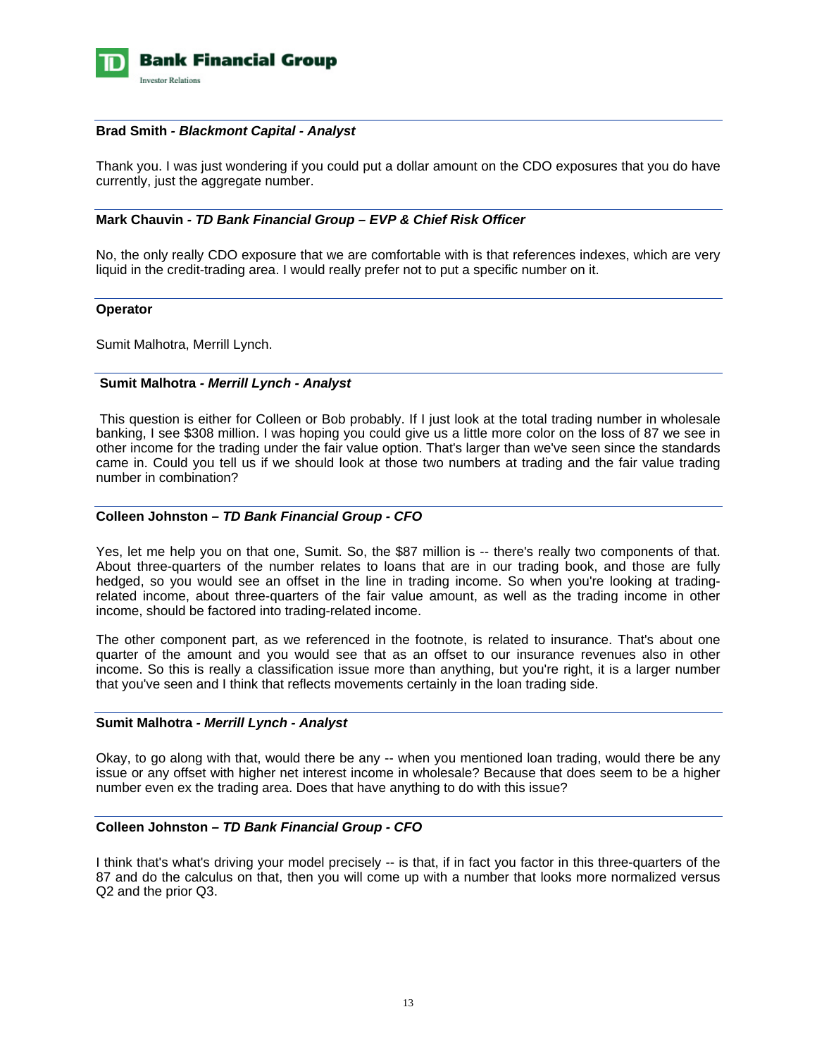**Brad Smith - *Blackmont Capital - Analyst***

Thank you. I was just wondering if you could put a dollar amount on the CDO exposures that you do have currently, just the aggregate number.

**Mark Chauvin - *TD Bank Financial Group – EVP & Chief Risk Officer***

No, the only really CDO exposure that we are comfortable with is that references indexes, which are very liquid in the credit-trading area. I would really prefer not to put a specific number on it.

**Operator**

Sumit Malhotra, Merrill Lynch.

**Sumit Malhotra - *Merrill Lynch - Analyst***

This question is either for Colleen or Bob probably. If I just look at the total trading number in wholesale banking, I see $308 million. I was hoping you could give us a little more color on the loss of 87 we see in other income for the trading under the fair value option. That's larger than we've seen since the standards came in. Could you tell us if we should look at those two numbers at trading and the fair value trading number in combination?

**Colleen Johnston – *TD Bank Financial Group - CFO***

Yes, let me help you on that one, Sumit. So, the $87 million is -- there's really two components of that. About three-quarters of the number relates to loans that are in our trading book, and those are fully hedged, so you would see an offset in the line in trading income. So when you're looking at trading-related income, about three-quarters of the fair value amount, as well as the trading income in other income, should be factored into trading-related income.

The other component part, as we referenced in the footnote, is related to insurance. That's about one quarter of the amount and you would see that as an offset to our insurance revenues also in other income. So this is really a classification issue more than anything, but you're right, it is a larger number that you've seen and I think that reflects movements certainly in the loan trading side.

**Sumit Malhotra - *Merrill Lynch - Analyst***

Okay, to go along with that, would there be any -- when you mentioned loan trading, would there be any issue or any offset with higher net interest income in wholesale? Because that does seem to be a higher number even ex the trading area. Does that have anything to do with this issue?

**Colleen Johnston – *TD Bank Financial Group - CFO***

I think that's what's driving your model precisely -- is that, if in fact you factor in this three-quarters of the 87 and do the calculus on that, then you will come up with a number that looks more normalized versus Q2 and the prior Q3.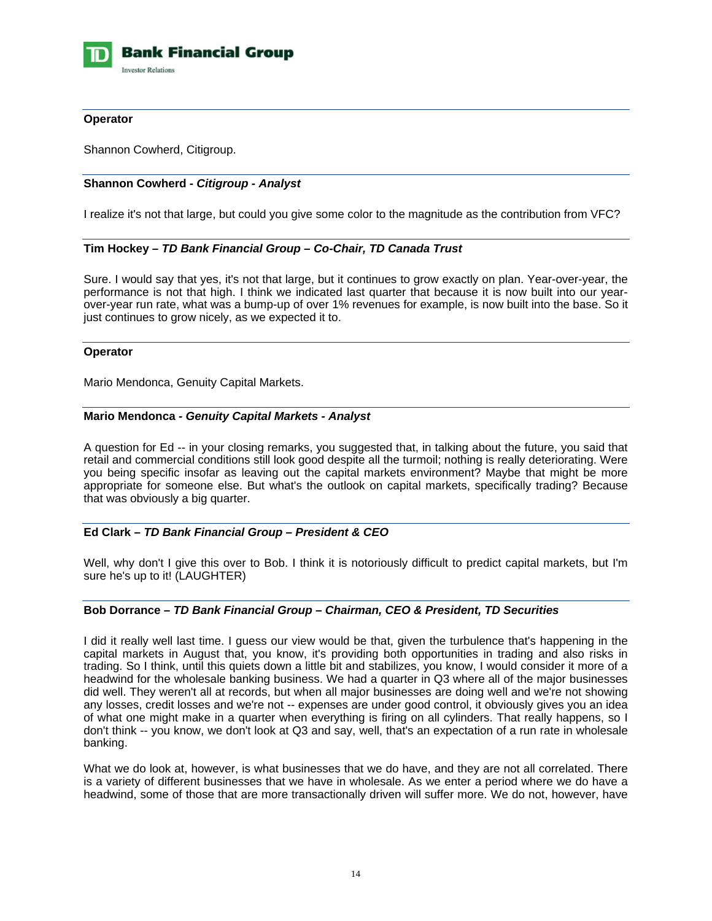**Operator**

Shannon Cowherd, Citigroup.

**Shannon Cowherd -** ***Citigroup - Analyst***

I realize it's not that large, but could you give some color to the magnitude as the contribution from VFC?

**Tim Hockey –** ***TD Bank Financial Group – Co-Chair, TD Canada Trust***

Sure. I would say that yes, it's not that large, but it continues to grow exactly on plan. Year-over-year, the performance is not that high. I think we indicated last quarter that because it is now built into our year-over-year run rate, what was a bump-up of over 1% revenues for example, is now built into the base. So it just continues to grow nicely, as we expected it to.

**Operator**

Mario Mendonca, Genuity Capital Markets.

**Mario Mendonca -** ***Genuity Capital Markets - Analyst***

A question for Ed -- in your closing remarks, you suggested that, in talking about the future, you said that retail and commercial conditions still look good despite all the turmoil; nothing is really deteriorating. Were you being specific insofar as leaving out the capital markets environment? Maybe that might be more appropriate for someone else. But what's the outlook on capital markets, specifically trading? Because that was obviously a big quarter.

**Ed Clark –** ***TD Bank Financial Group – President & CEO***

Well, why don't I give this over to Bob. I think it is notoriously difficult to predict capital markets, but I'm sure he's up to it! (LAUGHTER)

**Bob Dorrance –** ***TD Bank Financial Group – Chairman, CEO & President, TD Securities***

I did it really well last time. I guess our view would be that, given the turbulence that's happening in the capital markets in August that, you know, it's providing both opportunities in trading and also risks in trading. So I think, until this quiets down a little bit and stabilizes, you know, I would consider it more of a headwind for the wholesale banking business. We had a quarter in Q3 where all of the major businesses did well. They weren't all at records, but when all major businesses are doing well and we're not showing any losses, credit losses and we're not -- expenses are under good control, it obviously gives you an idea of what one might make in a quarter when everything is firing on all cylinders. That really happens, so I don't think -- you know, we don't look at Q3 and say, well, that's an expectation of a run rate in wholesale banking.

What we do look at, however, is what businesses that we do have, and they are not all correlated. There is a variety of different businesses that we have in wholesale. As we enter a period where we do have a headwind, some of those that are more transactionally driven will suffer more. We do not, however, have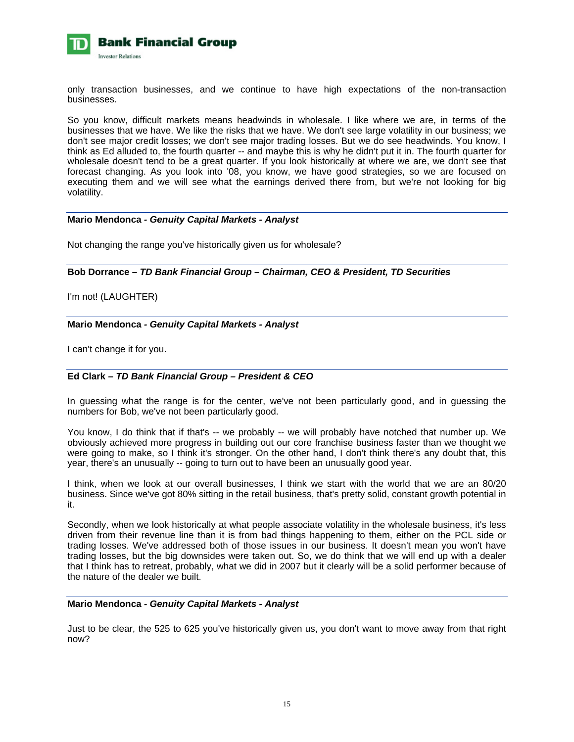only transaction businesses, and we continue to have high expectations of the non-transaction businesses.

So you know, difficult markets means headwinds in wholesale. I like where we are, in terms of the businesses that we have. We like the risks that we have. We don't see large volatility in our business; we don't see major credit losses; we don't see major trading losses. But we do see headwinds. You know, I think as Ed alluded to, the fourth quarter -- and maybe this is why he didn't put it in. The fourth quarter for wholesale doesn't tend to be a great quarter. If you look historically at where we are, we don't see that forecast changing. As you look into '08, you know, we have good strategies, so we are focused on executing them and we will see what the earnings derived there from, but we're not looking for big volatility.

---

**Mario Mendonca -** ***Genuity Capital Markets - Analyst***

Not changing the range you've historically given us for wholesale?

---

**Bob Dorrance –** ***TD Bank Financial Group – Chairman, CEO & President, TD Securities***

I'm not! (LAUGHTER)

---

**Mario Mendonca -** ***Genuity Capital Markets - Analyst***

I can't change it for you.

---

**Ed Clark –** ***TD Bank Financial Group – President & CEO***

In guessing what the range is for the center, we've not been particularly good, and in guessing the numbers for Bob, we've not been particularly good.

You know, I do think that if that's -- we probably -- we will probably have notched that number up. We obviously achieved more progress in building out our core franchise business faster than we thought we were going to make, so I think it's stronger. On the other hand, I don't think there's any doubt that, this year, there's an unusually -- going to turn out to have been an unusually good year.

I think, when we look at our overall businesses, I think we start with the world that we are an 80/20 business. Since we've got 80% sitting in the retail business, that's pretty solid, constant growth potential in it.

Secondly, when we look historically at what people associate volatility in the wholesale business, it's less driven from their revenue line than it is from bad things happening to them, either on the PCL side or trading losses. We've addressed both of those issues in our business. It doesn't mean you won't have trading losses, but the big downsides were taken out. So, we do think that we will end up with a dealer that I think has to retreat, probably, what we did in 2007 but it clearly will be a solid performer because of the nature of the dealer we built.

---

**Mario Mendonca -** ***Genuity Capital Markets - Analyst***

Just to be clear, the 525 to 625 you've historically given us, you don't want to move away from that right now?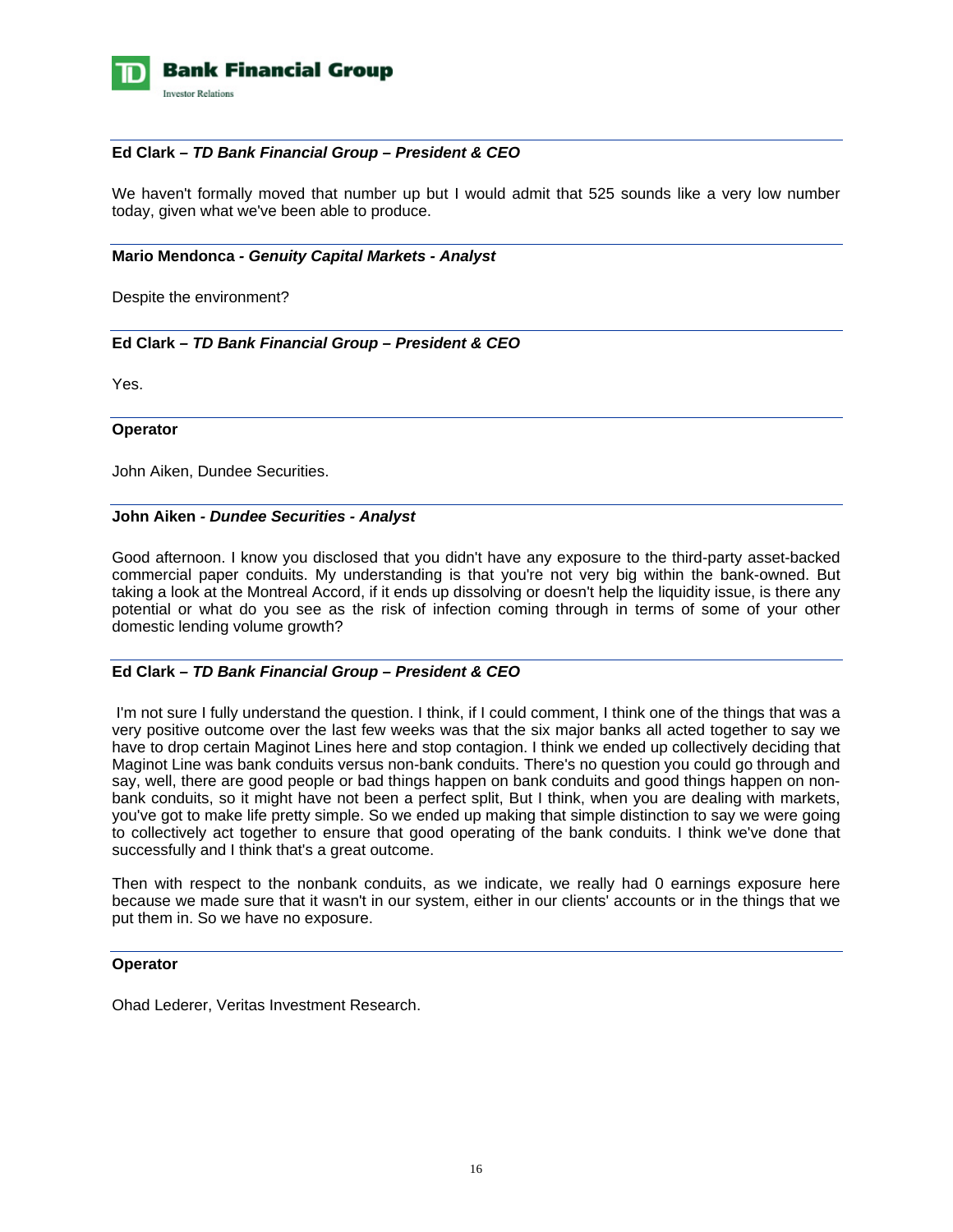**Ed Clark – *TD Bank Financial Group – President & CEO***

We haven't formally moved that number up but I would admit that 525 sounds like a very low number today, given what we've been able to produce.

**Mario Mendonca - *Genuity Capital Markets - Analyst***

Despite the environment?

**Ed Clark – *TD Bank Financial Group – President & CEO***

Yes.

**Operator**

John Aiken, Dundee Securities.

**John Aiken - *Dundee Securities - Analyst***

Good afternoon. I know you disclosed that you didn't have any exposure to the third-party asset-backed commercial paper conduits. My understanding is that you're not very big within the bank-owned. But taking a look at the Montreal Accord, if it ends up dissolving or doesn't help the liquidity issue, is there any potential or what do you see as the risk of infection coming through in terms of some of your other domestic lending volume growth?

**Ed Clark – *TD Bank Financial Group – President & CEO***

I'm not sure I fully understand the question. I think, if I could comment, I think one of the things that was a very positive outcome over the last few weeks was that the six major banks all acted together to say we have to drop certain Maginot Lines here and stop contagion. I think we ended up collectively deciding that Maginot Line was bank conduits versus non-bank conduits. There's no question you could go through and say, well, there are good people or bad things happen on bank conduits and good things happen on non-bank conduits, so it might have not been a perfect split, But I think, when you are dealing with markets, you've got to make life pretty simple. So we ended up making that simple distinction to say we were going to collectively act together to ensure that good operating of the bank conduits. I think we've done that successfully and I think that's a great outcome.

Then with respect to the nonbank conduits, as we indicate, we really had 0 earnings exposure here because we made sure that it wasn't in our system, either in our clients' accounts or in the things that we put them in. So we have no exposure.

**Operator**

Ohad Lederer, Veritas Investment Research.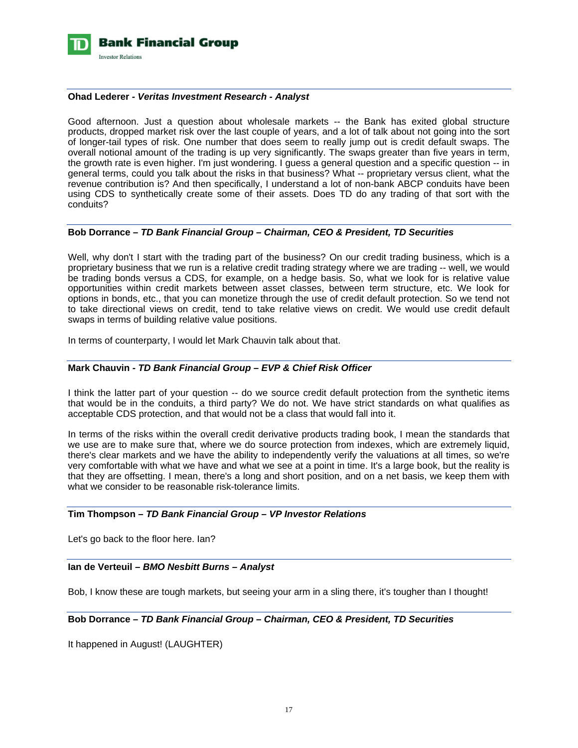**Ohad Lederer - *Veritas Investment Research - Analyst***

Good afternoon. Just a question about wholesale markets -- the Bank has exited global structure products, dropped market risk over the last couple of years, and a lot of talk about not going into the sort of longer-tail types of risk. One number that does seem to really jump out is credit default swaps. The overall notional amount of the trading is up very significantly. The swaps greater than five years in term, the growth rate is even higher. I'm just wondering. I guess a general question and a specific question -- in general terms, could you talk about the risks in that business? What -- proprietary versus client, what the revenue contribution is? And then specifically, I understand a lot of non-bank ABCP conduits have been using CDS to synthetically create some of their assets. Does TD do any trading of that sort with the conduits?

**Bob Dorrance – *TD Bank Financial Group – Chairman, CEO & President, TD Securities***

Well, why don't I start with the trading part of the business? On our credit trading business, which is a proprietary business that we run is a relative credit trading strategy where we are trading -- well, we would be trading bonds versus a CDS, for example, on a hedge basis. So, what we look for is relative value opportunities within credit markets between asset classes, between term structure, etc. We look for options in bonds, etc., that you can monetize through the use of credit default protection. So we tend not to take directional views on credit, tend to take relative views on credit. We would use credit default swaps in terms of building relative value positions.

In terms of counterparty, I would let Mark Chauvin talk about that.

**Mark Chauvin - *TD Bank Financial Group – EVP & Chief Risk Officer***

I think the latter part of your question -- do we source credit default protection from the synthetic items that would be in the conduits, a third party? We do not. We have strict standards on what qualifies as acceptable CDS protection, and that would not be a class that would fall into it.

In terms of the risks within the overall credit derivative products trading book, I mean the standards that we use are to make sure that, where we do source protection from indexes, which are extremely liquid, there's clear markets and we have the ability to independently verify the valuations at all times, so we're very comfortable with what we have and what we see at a point in time. It's a large book, but the reality is that they are offsetting. I mean, there's a long and short position, and on a net basis, we keep them with what we consider to be reasonable risk-tolerance limits.

**Tim Thompson – *TD Bank Financial Group – VP Investor Relations***

Let's go back to the floor here. Ian?

**Ian de Verteuil – *BMO Nesbitt Burns – Analyst***

Bob, I know these are tough markets, but seeing your arm in a sling there, it's tougher than I thought!

**Bob Dorrance – *TD Bank Financial Group – Chairman, CEO & President, TD Securities***

It happened in August! (LAUGHTER)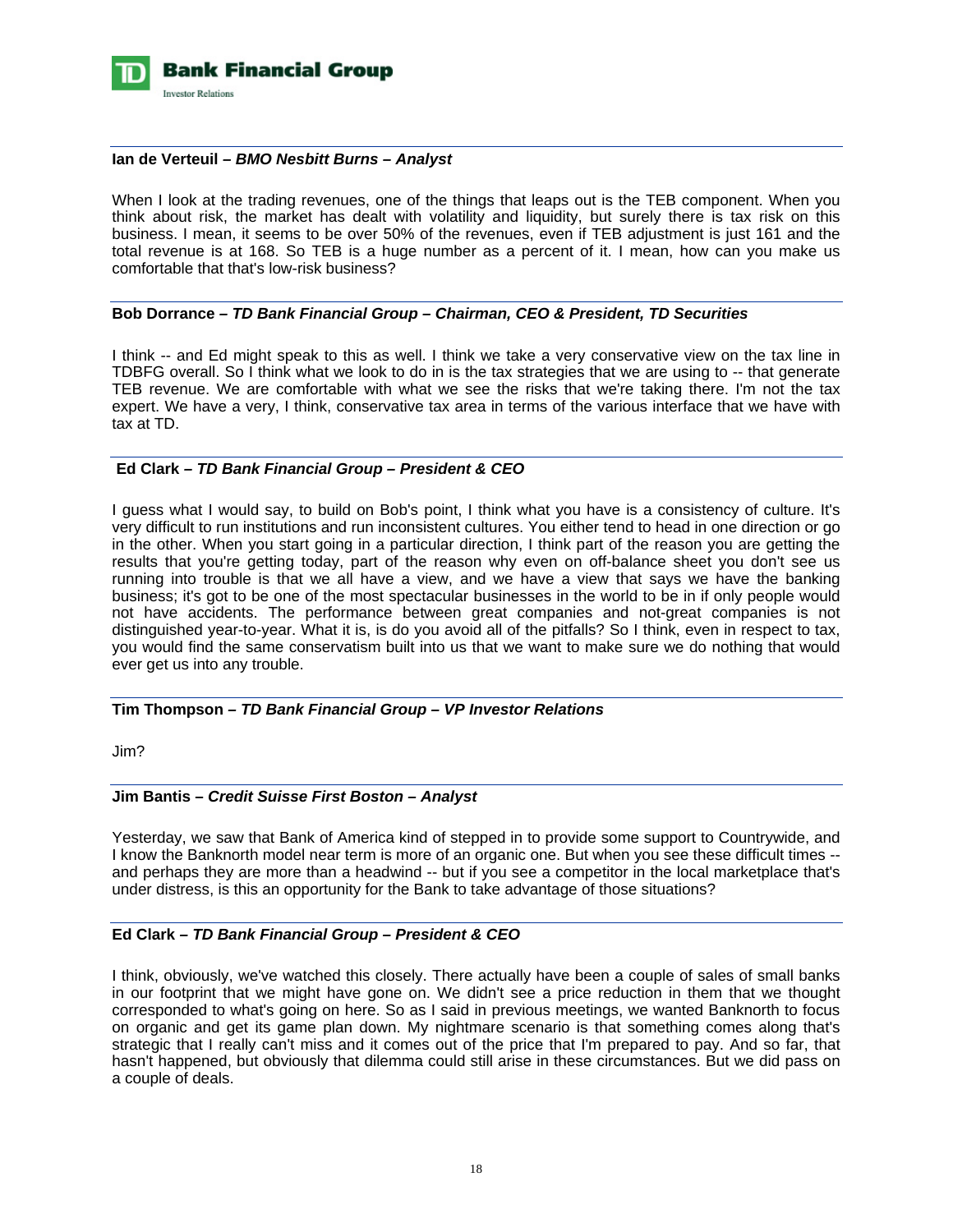**Ian de Verteuil – *BMO Nesbitt Burns – Analyst***

When I look at the trading revenues, one of the things that leaps out is the TEB component. When you think about risk, the market has dealt with volatility and liquidity, but surely there is tax risk on this business. I mean, it seems to be over 50% of the revenues, even if TEB adjustment is just 161 and the total revenue is at 168. So TEB is a huge number as a percent of it. I mean, how can you make us comfortable that that's low-risk business?

---

**Bob Dorrance – *TD Bank Financial Group – Chairman, CEO & President, TD Securities***

I think -- and Ed might speak to this as well. I think we take a very conservative view on the tax line in TDBFG overall. So I think what we look to do in is the tax strategies that we are using to -- that generate TEB revenue. We are comfortable with what we see the risks that we're taking there. I'm not the tax expert. We have a very, I think, conservative tax area in terms of the various interface that we have with tax at TD.

---

**Ed Clark – *TD Bank Financial Group – President & CEO***

I guess what I would say, to build on Bob's point, I think what you have is a consistency of culture. It's very difficult to run institutions and run inconsistent cultures. You either tend to head in one direction or go in the other. When you start going in a particular direction, I think part of the reason you are getting the results that you're getting today, part of the reason why even on off-balance sheet you don't see us running into trouble is that we all have a view, and we have a view that says we have the banking business; it's got to be one of the most spectacular businesses in the world to be in if only people would not have accidents. The performance between great companies and not-great companies is not distinguished year-to-year. What it is, is do you avoid all of the pitfalls? So I think, even in respect to tax, you would find the same conservatism built into us that we want to make sure we do nothing that would ever get us into any trouble.

---

**Tim Thompson – *TD Bank Financial Group – VP Investor Relations***

Jim?

---

**Jim Bantis – *Credit Suisse First Boston – Analyst***

Yesterday, we saw that Bank of America kind of stepped in to provide some support to Countrywide, and I know the Banknorth model near term is more of an organic one. But when you see these difficult times -- and perhaps they are more than a headwind -- but if you see a competitor in the local marketplace that's under distress, is this an opportunity for the Bank to take advantage of those situations?

---

**Ed Clark – *TD Bank Financial Group – President & CEO***

I think, obviously, we've watched this closely. There actually have been a couple of sales of small banks in our footprint that we might have gone on. We didn't see a price reduction in them that we thought corresponded to what's going on here. So as I said in previous meetings, we wanted Banknorth to focus on organic and get its game plan down. My nightmare scenario is that something comes along that's strategic that I really can't miss and it comes out of the price that I'm prepared to pay. And so far, that hasn't happened, but obviously that dilemma could still arise in these circumstances. But we did pass on a couple of deals.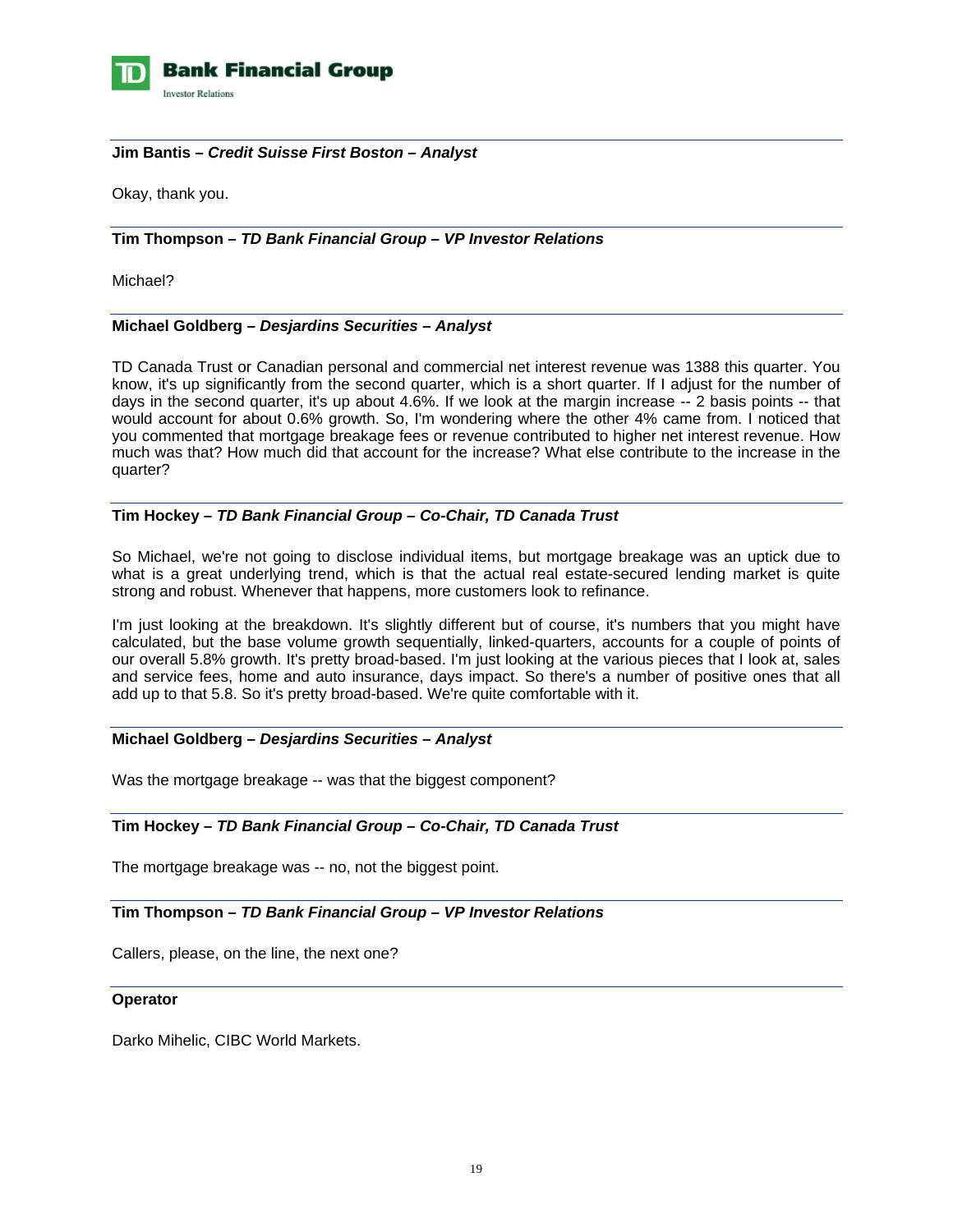**Jim Bantis – *Credit Suisse First Boston – Analyst***

Okay, thank you.

**Tim Thompson – *TD Bank Financial Group – VP Investor Relations***

Michael?

**Michael Goldberg – *Desjardins Securities – Analyst***

TD Canada Trust or Canadian personal and commercial net interest revenue was 1388 this quarter. You know, it's up significantly from the second quarter, which is a short quarter. If I adjust for the number of days in the second quarter, it's up about 4.6%. If we look at the margin increase -- 2 basis points -- that would account for about 0.6% growth. So, I'm wondering where the other 4% came from. I noticed that you commented that mortgage breakage fees or revenue contributed to higher net interest revenue. How much was that? How much did that account for the increase? What else contribute to the increase in the quarter?

**Tim Hockey – *TD Bank Financial Group – Co-Chair, TD Canada Trust***

So Michael, we're not going to disclose individual items, but mortgage breakage was an uptick due to what is a great underlying trend, which is that the actual real estate-secured lending market is quite strong and robust. Whenever that happens, more customers look to refinance.

I'm just looking at the breakdown. It's slightly different but of course, it's numbers that you might have calculated, but the base volume growth sequentially, linked-quarters, accounts for a couple of points of our overall 5.8% growth. It's pretty broad-based. I'm just looking at the various pieces that I look at, sales and service fees, home and auto insurance, days impact. So there's a number of positive ones that all add up to that 5.8. So it's pretty broad-based. We're quite comfortable with it.

**Michael Goldberg – *Desjardins Securities – Analyst***

Was the mortgage breakage -- was that the biggest component?

**Tim Hockey – *TD Bank Financial Group – Co-Chair, TD Canada Trust***

The mortgage breakage was -- no, not the biggest point.

**Tim Thompson – *TD Bank Financial Group – VP Investor Relations***

Callers, please, on the line, the next one?

**Operator**

Darko Mihelic, CIBC World Markets.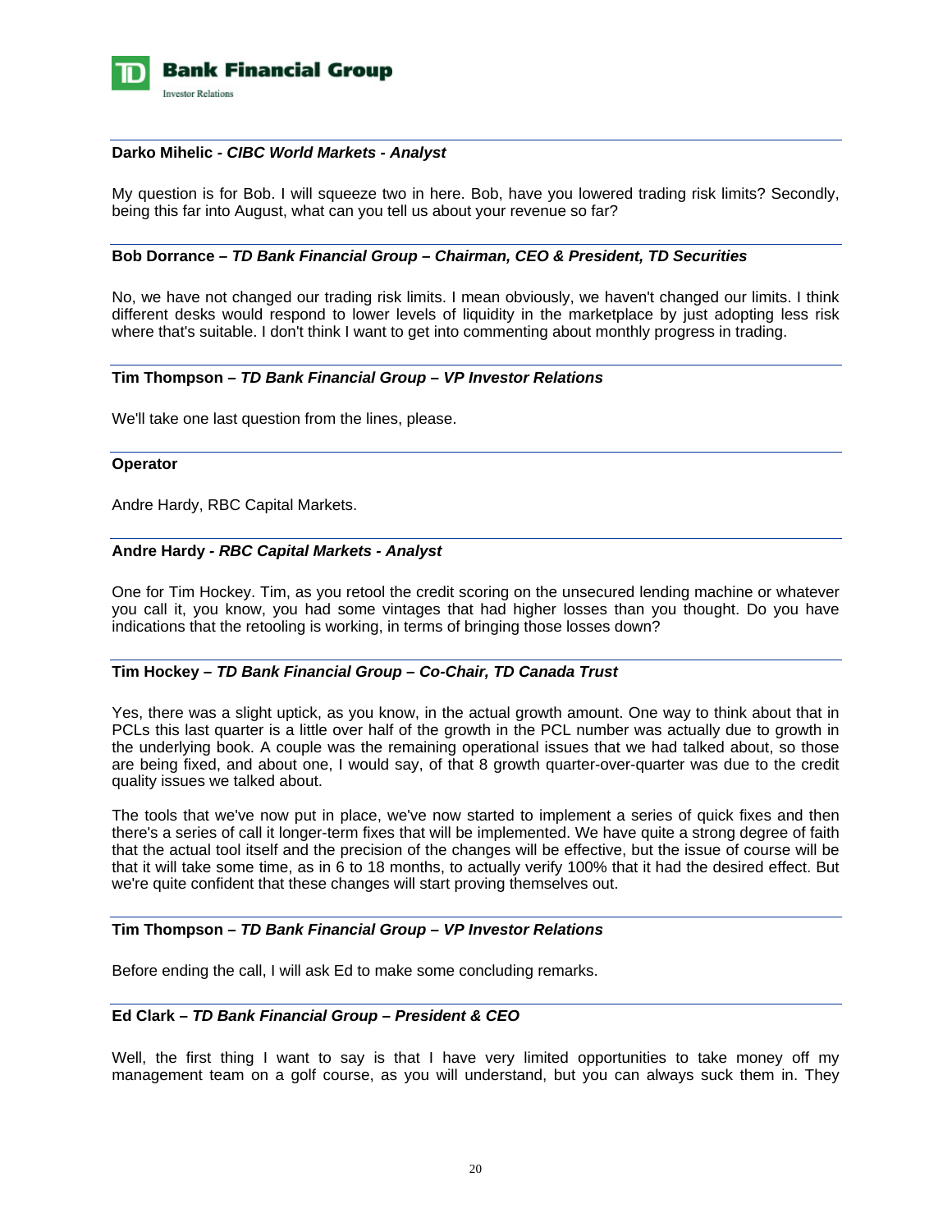**Darko Mihelic -** ***CIBC World Markets - Analyst***

My question is for Bob. I will squeeze two in here. Bob, have you lowered trading risk limits? Secondly, being this far into August, what can you tell us about your revenue so far?

**Bob Dorrance –** ***TD Bank Financial Group – Chairman, CEO & President, TD Securities***

No, we have not changed our trading risk limits. I mean obviously, we haven't changed our limits. I think different desks would respond to lower levels of liquidity in the marketplace by just adopting less risk where that's suitable. I don't think I want to get into commenting about monthly progress in trading.

**Tim Thompson –** ***TD Bank Financial Group – VP Investor Relations***

We'll take one last question from the lines, please.

**Operator**

Andre Hardy, RBC Capital Markets.

**Andre Hardy -** ***RBC Capital Markets - Analyst***

One for Tim Hockey. Tim, as you retool the credit scoring on the unsecured lending machine or whatever you call it, you know, you had some vintages that had higher losses than you thought. Do you have indications that the retooling is working, in terms of bringing those losses down?

**Tim Hockey –** ***TD Bank Financial Group – Co-Chair, TD Canada Trust***

Yes, there was a slight uptick, as you know, in the actual growth amount. One way to think about that in PCLs this last quarter is a little over half of the growth in the PCL number was actually due to growth in the underlying book. A couple was the remaining operational issues that we had talked about, so those are being fixed, and about one, I would say, of that 8 growth quarter-over-quarter was due to the credit quality issues we talked about.

The tools that we've now put in place, we've now started to implement a series of quick fixes and then there's a series of call it longer-term fixes that will be implemented. We have quite a strong degree of faith that the actual tool itself and the precision of the changes will be effective, but the issue of course will be that it will take some time, as in 6 to 18 months, to actually verify 100% that it had the desired effect. But we're quite confident that these changes will start proving themselves out.

**Tim Thompson –** ***TD Bank Financial Group – VP Investor Relations***

Before ending the call, I will ask Ed to make some concluding remarks.

**Ed Clark –** ***TD Bank Financial Group – President & CEO***

Well, the first thing I want to say is that I have very limited opportunities to take money off my management team on a golf course, as you will understand, but you can always suck them in. They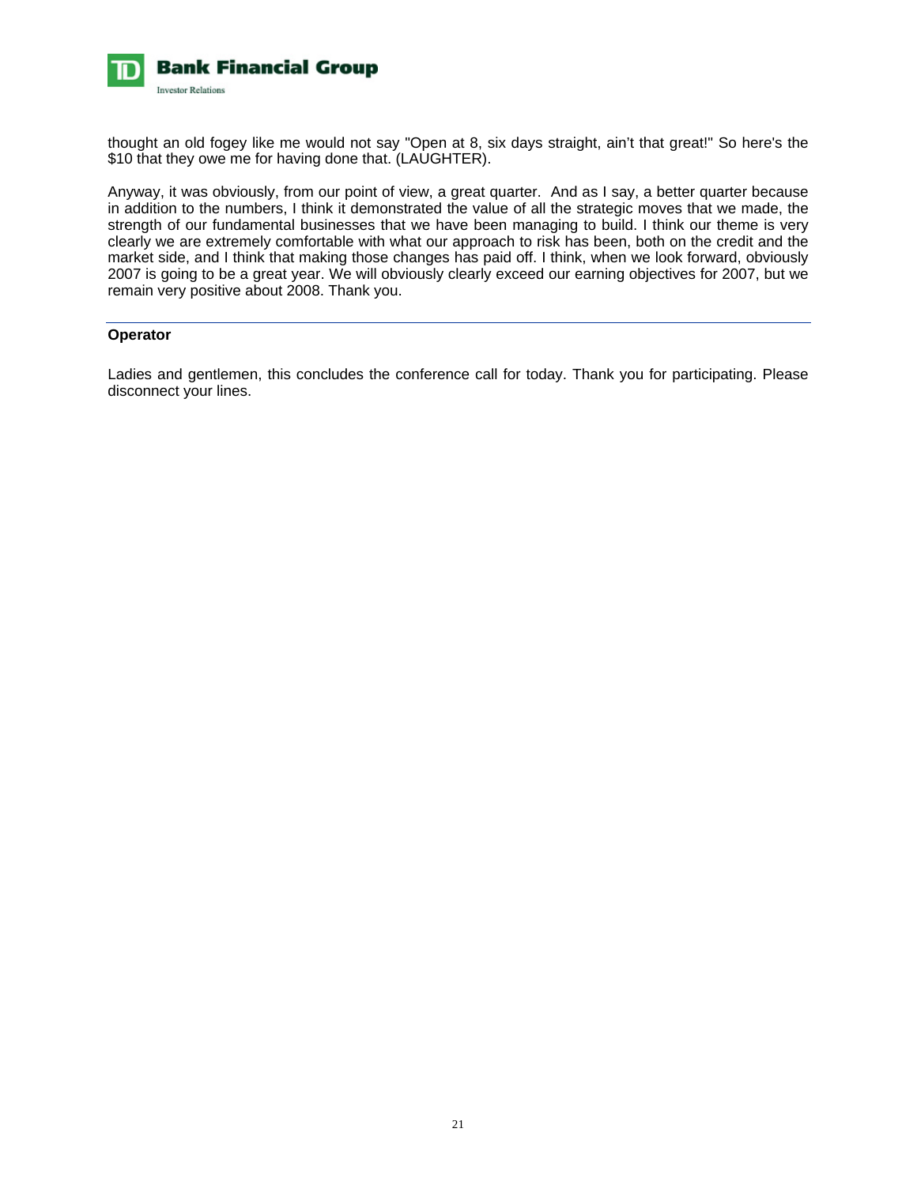thought an old fogey like me would not say "Open at 8, six days straight, ain't that great!" So here's the $10 that they owe me for having done that. (LAUGHTER).

Anyway, it was obviously, from our point of view, a great quarter. And as I say, a better quarter because in addition to the numbers, I think it demonstrated the value of all the strategic moves that we made, the strength of our fundamental businesses that we have been managing to build. I think our theme is very clearly we are extremely comfortable with what our approach to risk has been, both on the credit and the market side, and I think that making those changes has paid off. I think, when we look forward, obviously 2007 is going to be a great year. We will obviously clearly exceed our earning objectives for 2007, but we remain very positive about 2008. Thank you.

---

**Operator**

Ladies and gentlemen, this concludes the conference call for today. Thank you for participating. Please disconnect your lines.